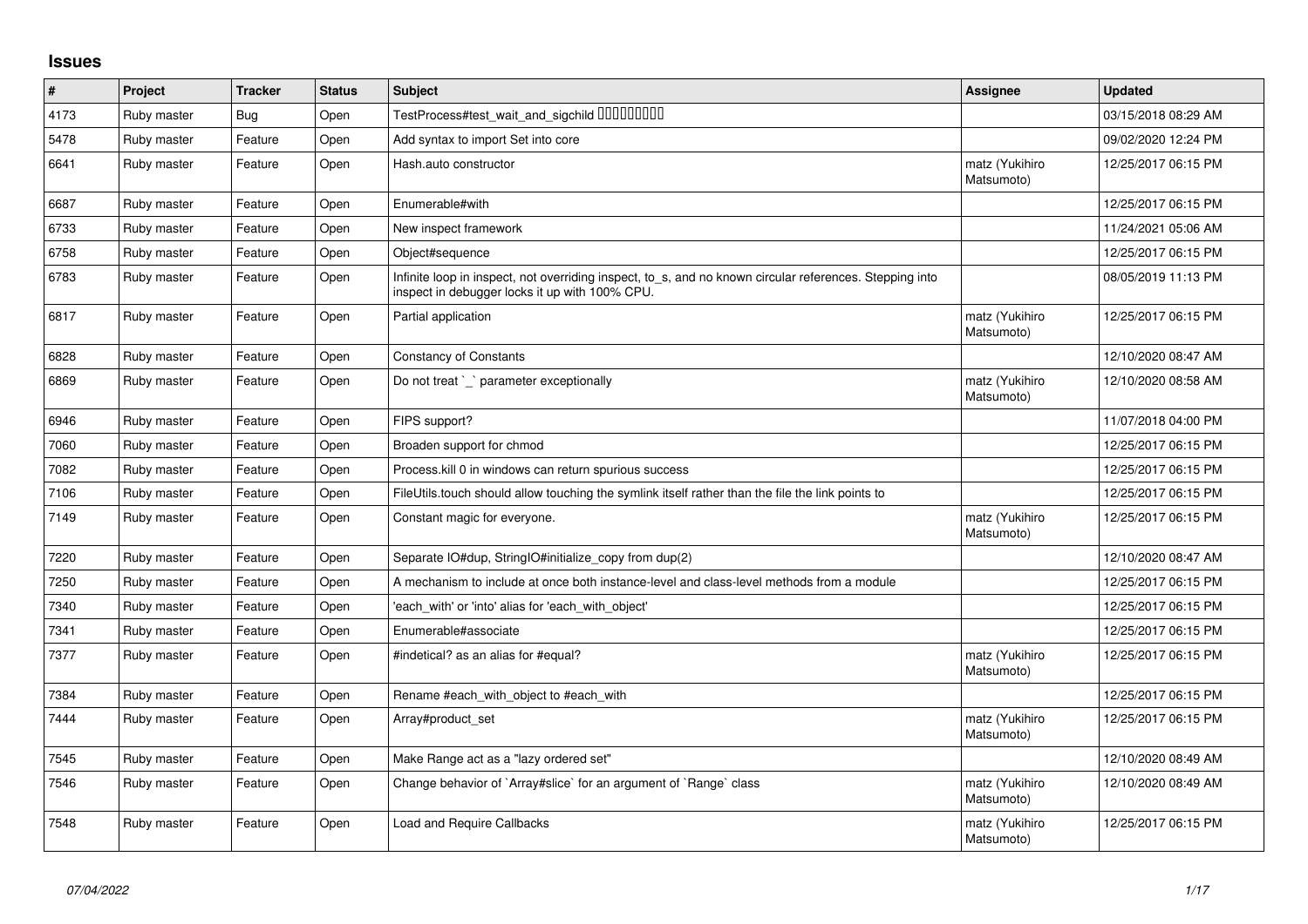## Issues

| # | Project | Tracker | Status | Subject | Assignee | Updated |
|---|---|---|---|---|---|---|
| 4173 | Ruby master | Bug | Open | TestProcess#test_wait_and_sigchild ���������� | | 03/15/2018 08:29 AM |
| 5478 | Ruby master | Feature | Open | Add syntax to import Set into core | | 09/02/2020 12:24 PM |
| 6641 | Ruby master | Feature | Open | Hash.auto constructor | matz (Yukihiro Matsumoto) | 12/25/2017 06:15 PM |
| 6687 | Ruby master | Feature | Open | Enumerable#with | | 12/25/2017 06:15 PM |
| 6733 | Ruby master | Feature | Open | New inspect framework | | 11/24/2021 05:06 AM |
| 6758 | Ruby master | Feature | Open | Object#sequence | | 12/25/2017 06:15 PM |
| 6783 | Ruby master | Feature | Open | Infinite loop in inspect, not overriding inspect, to_s, and no known circular references. Stepping into inspect in debugger locks it up with 100% CPU. | | 08/05/2019 11:13 PM |
| 6817 | Ruby master | Feature | Open | Partial application | matz (Yukihiro Matsumoto) | 12/25/2017 06:15 PM |
| 6828 | Ruby master | Feature | Open | Constancy of Constants | | 12/10/2020 08:47 AM |
| 6869 | Ruby master | Feature | Open | Do not treat `_` parameter exceptionally | matz (Yukihiro Matsumoto) | 12/10/2020 08:58 AM |
| 6946 | Ruby master | Feature | Open | FIPS support? | | 11/07/2018 04:00 PM |
| 7060 | Ruby master | Feature | Open | Broaden support for chmod | | 12/25/2017 06:15 PM |
| 7082 | Ruby master | Feature | Open | Process.kill 0 in windows can return spurious success | | 12/25/2017 06:15 PM |
| 7106 | Ruby master | Feature | Open | FileUtils.touch should allow touching the symlink itself rather than the file the link points to | | 12/25/2017 06:15 PM |
| 7149 | Ruby master | Feature | Open | Constant magic for everyone. | matz (Yukihiro Matsumoto) | 12/25/2017 06:15 PM |
| 7220 | Ruby master | Feature | Open | Separate IO#dup, StringIO#initialize_copy from dup(2) | | 12/10/2020 08:47 AM |
| 7250 | Ruby master | Feature | Open | A mechanism to include at once both instance-level and class-level methods from a module | | 12/25/2017 06:15 PM |
| 7340 | Ruby master | Feature | Open | 'each_with' or 'into' alias for 'each_with_object' | | 12/25/2017 06:15 PM |
| 7341 | Ruby master | Feature | Open | Enumerable#associate | | 12/25/2017 06:15 PM |
| 7377 | Ruby master | Feature | Open | #indetical? as an alias for #equal? | matz (Yukihiro Matsumoto) | 12/25/2017 06:15 PM |
| 7384 | Ruby master | Feature | Open | Rename #each_with_object to #each_with | | 12/25/2017 06:15 PM |
| 7444 | Ruby master | Feature | Open | Array#product_set | matz (Yukihiro Matsumoto) | 12/25/2017 06:15 PM |
| 7545 | Ruby master | Feature | Open | Make Range act as a "lazy ordered set" | | 12/10/2020 08:49 AM |
| 7546 | Ruby master | Feature | Open | Change behavior of `Array#slice` for an argument of `Range` class | matz (Yukihiro Matsumoto) | 12/10/2020 08:49 AM |
| 7548 | Ruby master | Feature | Open | Load and Require Callbacks | matz (Yukihiro Matsumoto) | 12/25/2017 06:15 PM |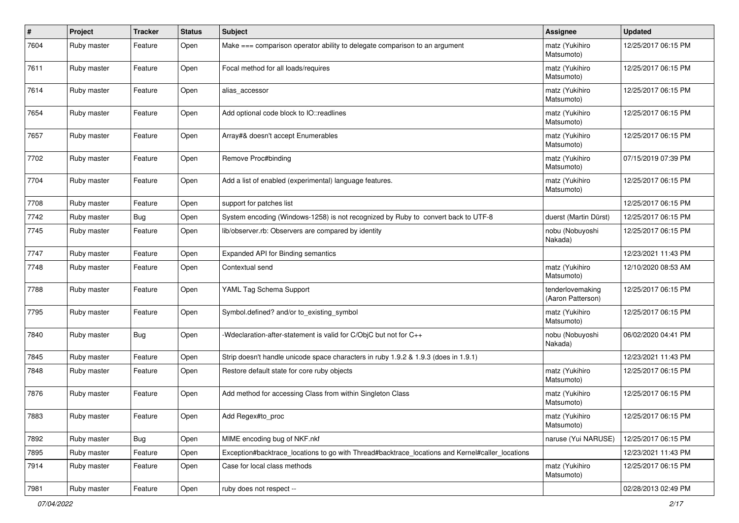| # | Project | Tracker | Status | Subject | Assignee | Updated |
|---|---|---|---|---|---|---|
| 7604 | Ruby master | Feature | Open | Make === comparison operator ability to delegate comparison to an argument | matz (Yukihiro Matsumoto) | 12/25/2017 06:15 PM |
| 7611 | Ruby master | Feature | Open | Focal method for all loads/requires | matz (Yukihiro Matsumoto) | 12/25/2017 06:15 PM |
| 7614 | Ruby master | Feature | Open | alias_accessor | matz (Yukihiro Matsumoto) | 12/25/2017 06:15 PM |
| 7654 | Ruby master | Feature | Open | Add optional code block to IO::readlines | matz (Yukihiro Matsumoto) | 12/25/2017 06:15 PM |
| 7657 | Ruby master | Feature | Open | Array#& doesn't accept Enumerables | matz (Yukihiro Matsumoto) | 12/25/2017 06:15 PM |
| 7702 | Ruby master | Feature | Open | Remove Proc#binding | matz (Yukihiro Matsumoto) | 07/15/2019 07:39 PM |
| 7704 | Ruby master | Feature | Open | Add a list of enabled (experimental) language features. | matz (Yukihiro Matsumoto) | 12/25/2017 06:15 PM |
| 7708 | Ruby master | Feature | Open | support for patches list | | 12/25/2017 06:15 PM |
| 7742 | Ruby master | Bug | Open | System encoding (Windows-1258) is not recognized by Ruby to convert back to UTF-8 | duerst (Martin Dürst) | 12/25/2017 06:15 PM |
| 7745 | Ruby master | Feature | Open | lib/observer.rb: Observers are compared by identity | nobu (Nobuyoshi Nakada) | 12/25/2017 06:15 PM |
| 7747 | Ruby master | Feature | Open | Expanded API for Binding semantics | | 12/23/2021 11:43 PM |
| 7748 | Ruby master | Feature | Open | Contextual send | matz (Yukihiro Matsumoto) | 12/10/2020 08:53 AM |
| 7788 | Ruby master | Feature | Open | YAML Tag Schema Support | tenderlovemaking (Aaron Patterson) | 12/25/2017 06:15 PM |
| 7795 | Ruby master | Feature | Open | Symbol.defined? and/or to_existing_symbol | matz (Yukihiro Matsumoto) | 12/25/2017 06:15 PM |
| 7840 | Ruby master | Bug | Open | -Wdeclaration-after-statement is valid for C/ObjC but not for C++ | nobu (Nobuyoshi Nakada) | 06/02/2020 04:41 PM |
| 7845 | Ruby master | Feature | Open | Strip doesn't handle unicode space characters in ruby 1.9.2 & 1.9.3 (does in 1.9.1) | | 12/23/2021 11:43 PM |
| 7848 | Ruby master | Feature | Open | Restore default state for core ruby objects | matz (Yukihiro Matsumoto) | 12/25/2017 06:15 PM |
| 7876 | Ruby master | Feature | Open | Add method for accessing Class from within Singleton Class | matz (Yukihiro Matsumoto) | 12/25/2017 06:15 PM |
| 7883 | Ruby master | Feature | Open | Add Regex#to_proc | matz (Yukihiro Matsumoto) | 12/25/2017 06:15 PM |
| 7892 | Ruby master | Bug | Open | MIME encoding bug of NKF.nkf | naruse (Yui NARUSE) | 12/25/2017 06:15 PM |
| 7895 | Ruby master | Feature | Open | Exception#backtrace_locations to go with Thread#backtrace_locations and Kernel#caller_locations | | 12/23/2021 11:43 PM |
| 7914 | Ruby master | Feature | Open | Case for local class methods | matz (Yukihiro Matsumoto) | 12/25/2017 06:15 PM |
| 7981 | Ruby master | Feature | Open | ruby does not respect -- | | 02/28/2013 02:49 PM |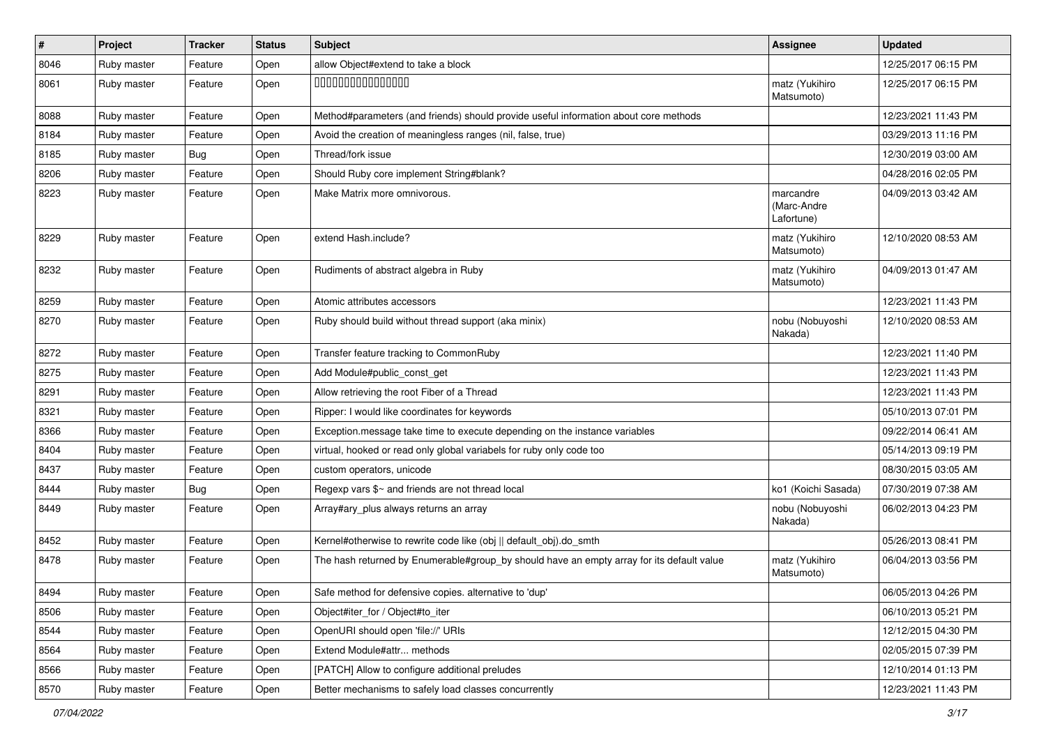| # | Project | Tracker | Status | Subject | Assignee | Updated |
|---|---|---|---|---|---|---|
| 8046 | Ruby master | Feature | Open | allow Object#extend to take a block | | 12/25/2017 06:15 PM |
| 8061 | Ruby master | Feature | Open | 0000000000000000 | matz (Yukihiro Matsumoto) | 12/25/2017 06:15 PM |
| 8088 | Ruby master | Feature | Open | Method#parameters (and friends) should provide useful information about core methods | | 12/23/2021 11:43 PM |
| 8184 | Ruby master | Feature | Open | Avoid the creation of meaningless ranges (nil, false, true) | | 03/29/2013 11:16 PM |
| 8185 | Ruby master | Bug | Open | Thread/fork issue | | 12/30/2019 03:00 AM |
| 8206 | Ruby master | Feature | Open | Should Ruby core implement String#blank? | | 04/28/2016 02:05 PM |
| 8223 | Ruby master | Feature | Open | Make Matrix more omnivorous. | marcandre (Marc-Andre Lafortune) | 04/09/2013 03:42 AM |
| 8229 | Ruby master | Feature | Open | extend Hash.include? | matz (Yukihiro Matsumoto) | 12/10/2020 08:53 AM |
| 8232 | Ruby master | Feature | Open | Rudiments of abstract algebra in Ruby | matz (Yukihiro Matsumoto) | 04/09/2013 01:47 AM |
| 8259 | Ruby master | Feature | Open | Atomic attributes accessors | | 12/23/2021 11:43 PM |
| 8270 | Ruby master | Feature | Open | Ruby should build without thread support (aka minix) | nobu (Nobuyoshi Nakada) | 12/10/2020 08:53 AM |
| 8272 | Ruby master | Feature | Open | Transfer feature tracking to CommonRuby | | 12/23/2021 11:40 PM |
| 8275 | Ruby master | Feature | Open | Add Module#public_const_get | | 12/23/2021 11:43 PM |
| 8291 | Ruby master | Feature | Open | Allow retrieving the root Fiber of a Thread | | 12/23/2021 11:43 PM |
| 8321 | Ruby master | Feature | Open | Ripper: I would like coordinates for keywords | | 05/10/2013 07:01 PM |
| 8366 | Ruby master | Feature | Open | Exception.message take time to execute depending on the instance variables | | 09/22/2014 06:41 AM |
| 8404 | Ruby master | Feature | Open | virtual, hooked or read only global variabels for ruby only code too | | 05/14/2013 09:19 PM |
| 8437 | Ruby master | Feature | Open | custom operators, unicode | | 08/30/2015 03:05 AM |
| 8444 | Ruby master | Bug | Open | Regexp vars $~ and friends are not thread local | ko1 (Koichi Sasada) | 07/30/2019 07:38 AM |
| 8449 | Ruby master | Feature | Open | Array#ary_plus always returns an array | nobu (Nobuyoshi Nakada) | 06/02/2013 04:23 PM |
| 8452 | Ruby master | Feature | Open | Kernel#otherwise to rewrite code like (obj \|\| default_obj).do_smth | | 05/26/2013 08:41 PM |
| 8478 | Ruby master | Feature | Open | The hash returned by Enumerable#group_by should have an empty array for its default value | matz (Yukihiro Matsumoto) | 06/04/2013 03:56 PM |
| 8494 | Ruby master | Feature | Open | Safe method for defensive copies. alternative to 'dup' | | 06/05/2013 04:26 PM |
| 8506 | Ruby master | Feature | Open | Object#iter_for / Object#to_iter | | 06/10/2013 05:21 PM |
| 8544 | Ruby master | Feature | Open | OpenURI should open 'file://' URIs | | 12/12/2015 04:30 PM |
| 8564 | Ruby master | Feature | Open | Extend Module#attr... methods | | 02/05/2015 07:39 PM |
| 8566 | Ruby master | Feature | Open | [PATCH] Allow to configure additional preludes | | 12/10/2014 01:13 PM |
| 8570 | Ruby master | Feature | Open | Better mechanisms to safely load classes concurrently | | 12/23/2021 11:43 PM |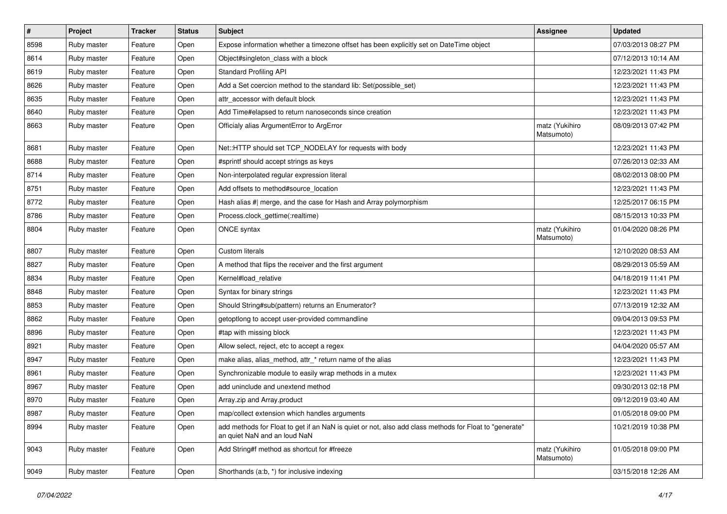| # | Project | Tracker | Status | Subject | Assignee | Updated |
|---|---|---|---|---|---|---|
| 8598 | Ruby master | Feature | Open | Expose information whether a timezone offset has been explicitly set on DateTime object | | 07/03/2013 08:27 PM |
| 8614 | Ruby master | Feature | Open | Object#singleton_class with a block | | 07/12/2013 10:14 AM |
| 8619 | Ruby master | Feature | Open | Standard Profiling API | | 12/23/2021 11:43 PM |
| 8626 | Ruby master | Feature | Open | Add a Set coercion method to the standard lib: Set(possible_set) | | 12/23/2021 11:43 PM |
| 8635 | Ruby master | Feature | Open | attr_accessor with default block | | 12/23/2021 11:43 PM |
| 8640 | Ruby master | Feature | Open | Add Time#elapsed to return nanoseconds since creation | | 12/23/2021 11:43 PM |
| 8663 | Ruby master | Feature | Open | Officialy alias ArgumentError to ArgError | matz (Yukihiro Matsumoto) | 08/09/2013 07:42 PM |
| 8681 | Ruby master | Feature | Open | Net::HTTP should set TCP_NODELAY for requests with body | | 12/23/2021 11:43 PM |
| 8688 | Ruby master | Feature | Open | #sprintf should accept strings as keys | | 07/26/2013 02:33 AM |
| 8714 | Ruby master | Feature | Open | Non-interpolated regular expression literal | | 08/02/2013 08:00 PM |
| 8751 | Ruby master | Feature | Open | Add offsets to method#source_location | | 12/23/2021 11:43 PM |
| 8772 | Ruby master | Feature | Open | Hash alias #\| merge, and the case for Hash and Array polymorphism | | 12/25/2017 06:15 PM |
| 8786 | Ruby master | Feature | Open | Process.clock_gettime(:realtime) | | 08/15/2013 10:33 PM |
| 8804 | Ruby master | Feature | Open | ONCE syntax | matz (Yukihiro Matsumoto) | 01/04/2020 08:26 PM |
| 8807 | Ruby master | Feature | Open | Custom literals | | 12/10/2020 08:53 AM |
| 8827 | Ruby master | Feature | Open | A method that flips the receiver and the first argument | | 08/29/2013 05:59 AM |
| 8834 | Ruby master | Feature | Open | Kernel#load_relative | | 04/18/2019 11:41 PM |
| 8848 | Ruby master | Feature | Open | Syntax for binary strings | | 12/23/2021 11:43 PM |
| 8853 | Ruby master | Feature | Open | Should String#sub(pattern) returns an Enumerator? | | 07/13/2019 12:32 AM |
| 8862 | Ruby master | Feature | Open | getoptlong to accept user-provided commandline | | 09/04/2013 09:53 PM |
| 8896 | Ruby master | Feature | Open | #tap with missing block | | 12/23/2021 11:43 PM |
| 8921 | Ruby master | Feature | Open | Allow select, reject, etc to accept a regex | | 04/04/2020 05:57 AM |
| 8947 | Ruby master | Feature | Open | make alias, alias_method, attr_* return name of the alias | | 12/23/2021 11:43 PM |
| 8961 | Ruby master | Feature | Open | Synchronizable module to easily wrap methods in a mutex | | 12/23/2021 11:43 PM |
| 8967 | Ruby master | Feature | Open | add uninclude and unextend method | | 09/30/2013 02:18 PM |
| 8970 | Ruby master | Feature | Open | Array.zip and Array.product | | 09/12/2019 03:40 AM |
| 8987 | Ruby master | Feature | Open | map/collect extension which handles arguments | | 01/05/2018 09:00 PM |
| 8994 | Ruby master | Feature | Open | add methods for Float to get if an NaN is quiet or not, also add class methods for Float to "generate" an quiet NaN and an loud NaN | | 10/21/2019 10:38 PM |
| 9043 | Ruby master | Feature | Open | Add String#f method as shortcut for #freeze | matz (Yukihiro Matsumoto) | 01/05/2018 09:00 PM |
| 9049 | Ruby master | Feature | Open | Shorthands (a:b, *) for inclusive indexing | | 03/15/2018 12:26 AM |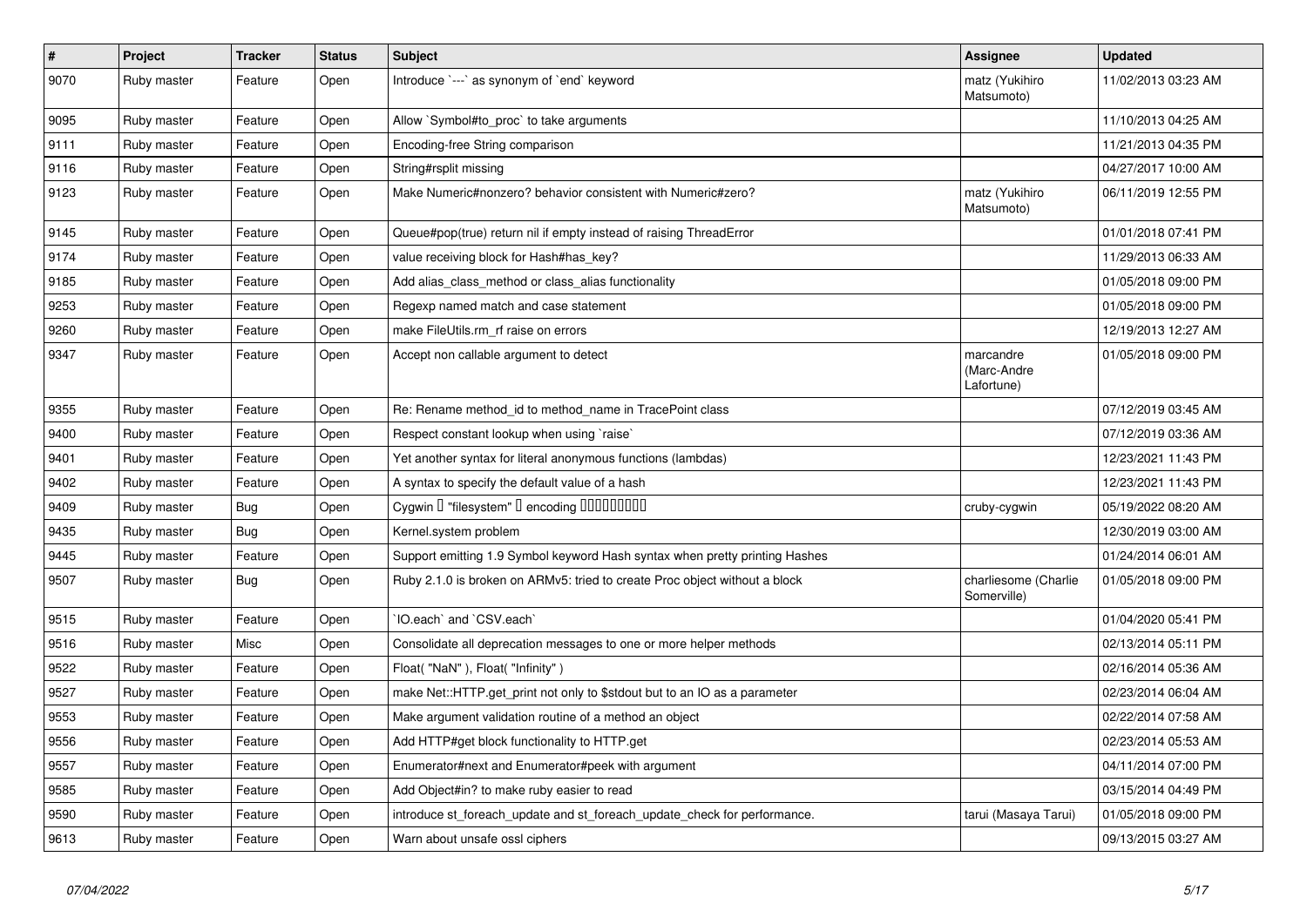| # | Project | Tracker | Status | Subject | Assignee | Updated |
|---|---|---|---|---|---|---|
| 9070 | Ruby master | Feature | Open | Introduce `---` as synonym of `end` keyword | matz (Yukihiro Matsumoto) | 11/02/2013 03:23 AM |
| 9095 | Ruby master | Feature | Open | Allow `Symbol#to_proc` to take arguments | | 11/10/2013 04:25 AM |
| 9111 | Ruby master | Feature | Open | Encoding-free String comparison | | 11/21/2013 04:35 PM |
| 9116 | Ruby master | Feature | Open | String#rsplit missing | | 04/27/2017 10:00 AM |
| 9123 | Ruby master | Feature | Open | Make Numeric#nonzero? behavior consistent with Numeric#zero? | matz (Yukihiro Matsumoto) | 06/11/2019 12:55 PM |
| 9145 | Ruby master | Feature | Open | Queue#pop(true) return nil if empty instead of raising ThreadError | | 01/01/2018 07:41 PM |
| 9174 | Ruby master | Feature | Open | value receiving block for Hash#has_key? | | 11/29/2013 06:33 AM |
| 9185 | Ruby master | Feature | Open | Add alias_class_method or class_alias functionality | | 01/05/2018 09:00 PM |
| 9253 | Ruby master | Feature | Open | Regexp named match and case statement | | 01/05/2018 09:00 PM |
| 9260 | Ruby master | Feature | Open | make FileUtils.rm_rf raise on errors | | 12/19/2013 12:27 AM |
| 9347 | Ruby master | Feature | Open | Accept non callable argument to detect | marcandre (Marc-Andre Lafortune) | 01/05/2018 09:00 PM |
| 9355 | Ruby master | Feature | Open | Re: Rename method_id to method_name in TracePoint class | | 07/12/2019 03:45 AM |
| 9400 | Ruby master | Feature | Open | Respect constant lookup when using `raise` | | 07/12/2019 03:36 AM |
| 9401 | Ruby master | Feature | Open | Yet another syntax for literal anonymous functions (lambdas) | | 12/23/2021 11:43 PM |
| 9402 | Ruby master | Feature | Open | A syntax to specify the default value of a hash | | 12/23/2021 11:43 PM |
| 9409 | Ruby master | Bug | Open | Cygwin � "filesystem" � encoding ��������� | cruby-cygwin | 05/19/2022 08:20 AM |
| 9435 | Ruby master | Bug | Open | Kernel.system problem | | 12/30/2019 03:00 AM |
| 9445 | Ruby master | Feature | Open | Support emitting 1.9 Symbol keyword Hash syntax when pretty printing Hashes | | 01/24/2014 06:01 AM |
| 9507 | Ruby master | Bug | Open | Ruby 2.1.0 is broken on ARMv5: tried to create Proc object without a block | charliesome (Charlie Somerville) | 01/05/2018 09:00 PM |
| 9515 | Ruby master | Feature | Open | `IO.each` and `CSV.each` | | 01/04/2020 05:41 PM |
| 9516 | Ruby master | Misc | Open | Consolidate all deprecation messages to one or more helper methods | | 02/13/2014 05:11 PM |
| 9522 | Ruby master | Feature | Open | Float( "NaN" ), Float( "Infinity" ) | | 02/16/2014 05:36 AM |
| 9527 | Ruby master | Feature | Open | make Net::HTTP.get_print not only to $stdout but to an IO as a parameter | | 02/23/2014 06:04 AM |
| 9553 | Ruby master | Feature | Open | Make argument validation routine of a method an object | | 02/22/2014 07:58 AM |
| 9556 | Ruby master | Feature | Open | Add HTTP#get block functionality to HTTP.get | | 02/23/2014 05:53 AM |
| 9557 | Ruby master | Feature | Open | Enumerator#next and Enumerator#peek with argument | | 04/11/2014 07:00 PM |
| 9585 | Ruby master | Feature | Open | Add Object#in? to make ruby easier to read | | 03/15/2014 04:49 PM |
| 9590 | Ruby master | Feature | Open | introduce st_foreach_update and st_foreach_update_check for performance. | tarui (Masaya Tarui) | 01/05/2018 09:00 PM |
| 9613 | Ruby master | Feature | Open | Warn about unsafe ossl ciphers | | 09/13/2015 03:27 AM |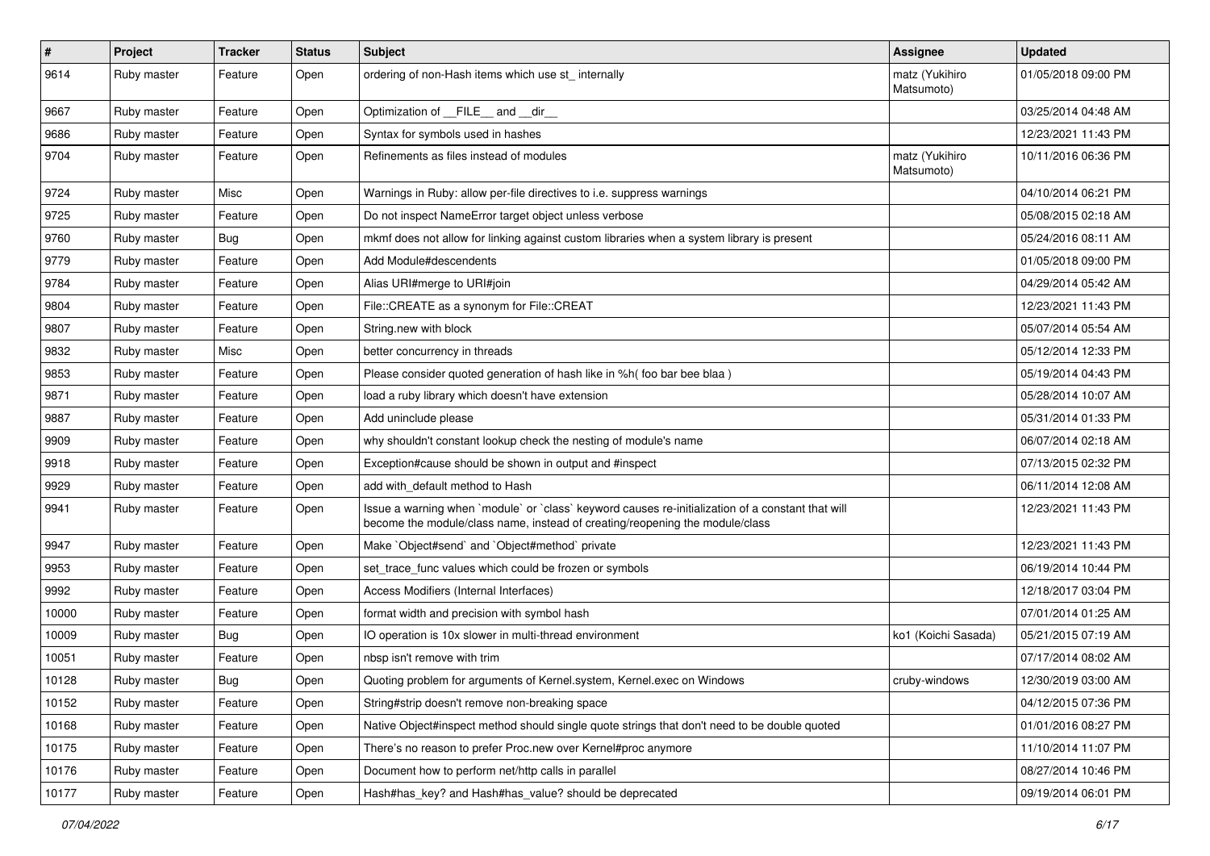| # | Project | Tracker | Status | Subject | Assignee | Updated |
|---|---|---|---|---|---|---|
| 9614 | Ruby master | Feature | Open | ordering of non-Hash items which use st_ internally | matz (Yukihiro Matsumoto) | 01/05/2018 09:00 PM |
| 9667 | Ruby master | Feature | Open | Optimization of __FILE__ and __dir__ | | 03/25/2014 04:48 AM |
| 9686 | Ruby master | Feature | Open | Syntax for symbols used in hashes | | 12/23/2021 11:43 PM |
| 9704 | Ruby master | Feature | Open | Refinements as files instead of modules | matz (Yukihiro Matsumoto) | 10/11/2016 06:36 PM |
| 9724 | Ruby master | Misc | Open | Warnings in Ruby: allow per-file directives to i.e. suppress warnings | | 04/10/2014 06:21 PM |
| 9725 | Ruby master | Feature | Open | Do not inspect NameError target object unless verbose | | 05/08/2015 02:18 AM |
| 9760 | Ruby master | Bug | Open | mkmf does not allow for linking against custom libraries when a system library is present | | 05/24/2016 08:11 AM |
| 9779 | Ruby master | Feature | Open | Add Module#descendents | | 01/05/2018 09:00 PM |
| 9784 | Ruby master | Feature | Open | Alias URI#merge to URI#join | | 04/29/2014 05:42 AM |
| 9804 | Ruby master | Feature | Open | File::CREATE as a synonym for File::CREAT | | 12/23/2021 11:43 PM |
| 9807 | Ruby master | Feature | Open | String.new with block | | 05/07/2014 05:54 AM |
| 9832 | Ruby master | Misc | Open | better concurrency in threads | | 05/12/2014 12:33 PM |
| 9853 | Ruby master | Feature | Open | Please consider quoted generation of hash like in %h( foo bar bee blaa ) | | 05/19/2014 04:43 PM |
| 9871 | Ruby master | Feature | Open | load a ruby library which doesn't have extension | | 05/28/2014 10:07 AM |
| 9887 | Ruby master | Feature | Open | Add uninclude please | | 05/31/2014 01:33 PM |
| 9909 | Ruby master | Feature | Open | why shouldn't constant lookup check the nesting of module's name | | 06/07/2014 02:18 AM |
| 9918 | Ruby master | Feature | Open | Exception#cause should be shown in output and #inspect | | 07/13/2015 02:32 PM |
| 9929 | Ruby master | Feature | Open | add with_default method to Hash | | 06/11/2014 12:08 AM |
| 9941 | Ruby master | Feature | Open | Issue a warning when `module` or `class` keyword causes re-initialization of a constant that will become the module/class name, instead of creating/reopening the module/class | | 12/23/2021 11:43 PM |
| 9947 | Ruby master | Feature | Open | Make `Object#send` and `Object#method` private | | 12/23/2021 11:43 PM |
| 9953 | Ruby master | Feature | Open | set_trace_func values which could be frozen or symbols | | 06/19/2014 10:44 PM |
| 9992 | Ruby master | Feature | Open | Access Modifiers (Internal Interfaces) | | 12/18/2017 03:04 PM |
| 10000 | Ruby master | Feature | Open | format width and precision with symbol hash | | 07/01/2014 01:25 AM |
| 10009 | Ruby master | Bug | Open | IO operation is 10x slower in multi-thread environment | ko1 (Koichi Sasada) | 05/21/2015 07:19 AM |
| 10051 | Ruby master | Feature | Open | nbsp isn't remove with trim | | 07/17/2014 08:02 AM |
| 10128 | Ruby master | Bug | Open | Quoting problem for arguments of Kernel.system, Kernel.exec on Windows | cruby-windows | 12/30/2019 03:00 AM |
| 10152 | Ruby master | Feature | Open | String#strip doesn't remove non-breaking space | | 04/12/2015 07:36 PM |
| 10168 | Ruby master | Feature | Open | Native Object#inspect method should single quote strings that don't need to be double quoted | | 01/01/2016 08:27 PM |
| 10175 | Ruby master | Feature | Open | There's no reason to prefer Proc.new over Kernel#proc anymore | | 11/10/2014 11:07 PM |
| 10176 | Ruby master | Feature | Open | Document how to perform net/http calls in parallel | | 08/27/2014 10:46 PM |
| 10177 | Ruby master | Feature | Open | Hash#has_key? and Hash#has_value? should be deprecated | | 09/19/2014 06:01 PM |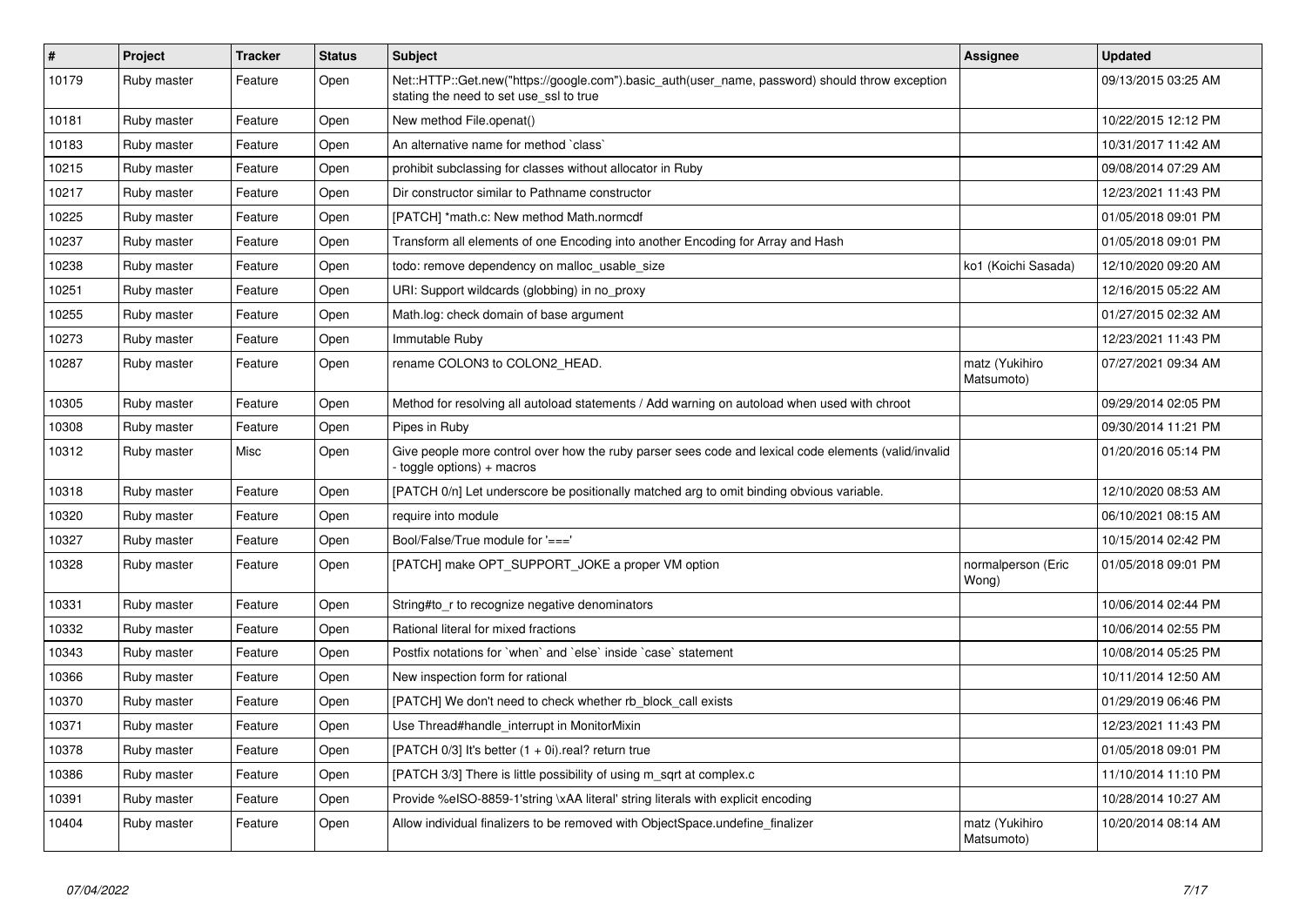| # | Project | Tracker | Status | Subject | Assignee | Updated |
|---|---|---|---|---|---|---|
| 10179 | Ruby master | Feature | Open | Net::HTTP::Get.new("https://google.com").basic_auth(user_name, password) should throw exception stating the need to set use_ssl to true | | 09/13/2015 03:25 AM |
| 10181 | Ruby master | Feature | Open | New method File.openat() | | 10/22/2015 12:12 PM |
| 10183 | Ruby master | Feature | Open | An alternative name for method `class` | | 10/31/2017 11:42 AM |
| 10215 | Ruby master | Feature | Open | prohibit subclassing for classes without allocator in Ruby | | 09/08/2014 07:29 AM |
| 10217 | Ruby master | Feature | Open | Dir constructor similar to Pathname constructor | | 12/23/2021 11:43 PM |
| 10225 | Ruby master | Feature | Open | [PATCH] *math.c: New method Math.normcdf | | 01/05/2018 09:01 PM |
| 10237 | Ruby master | Feature | Open | Transform all elements of one Encoding into another Encoding for Array and Hash | | 01/05/2018 09:01 PM |
| 10238 | Ruby master | Feature | Open | todo: remove dependency on malloc_usable_size | ko1 (Koichi Sasada) | 12/10/2020 09:20 AM |
| 10251 | Ruby master | Feature | Open | URI: Support wildcards (globbing) in no_proxy | | 12/16/2015 05:22 AM |
| 10255 | Ruby master | Feature | Open | Math.log: check domain of base argument | | 01/27/2015 02:32 AM |
| 10273 | Ruby master | Feature | Open | Immutable Ruby | | 12/23/2021 11:43 PM |
| 10287 | Ruby master | Feature | Open | rename COLON3 to COLON2_HEAD. | matz (Yukihiro Matsumoto) | 07/27/2021 09:34 AM |
| 10305 | Ruby master | Feature | Open | Method for resolving all autoload statements / Add warning on autoload when used with chroot | | 09/29/2014 02:05 PM |
| 10308 | Ruby master | Feature | Open | Pipes in Ruby | | 09/30/2014 11:21 PM |
| 10312 | Ruby master | Misc | Open | Give people more control over how the ruby parser sees code and lexical code elements (valid/invalid - toggle options) + macros | | 01/20/2016 05:14 PM |
| 10318 | Ruby master | Feature | Open | [PATCH 0/n] Let underscore be positionally matched arg to omit binding obvious variable. | | 12/10/2020 08:53 AM |
| 10320 | Ruby master | Feature | Open | require into module | | 06/10/2021 08:15 AM |
| 10327 | Ruby master | Feature | Open | Bool/False/True module for '===' | | 10/15/2014 02:42 PM |
| 10328 | Ruby master | Feature | Open | [PATCH] make OPT_SUPPORT_JOKE a proper VM option | normalperson (Eric Wong) | 01/05/2018 09:01 PM |
| 10331 | Ruby master | Feature | Open | String#to_r to recognize negative denominators | | 10/06/2014 02:44 PM |
| 10332 | Ruby master | Feature | Open | Rational literal for mixed fractions | | 10/06/2014 02:55 PM |
| 10343 | Ruby master | Feature | Open | Postfix notations for `when` and `else` inside `case` statement | | 10/08/2014 05:25 PM |
| 10366 | Ruby master | Feature | Open | New inspection form for rational | | 10/11/2014 12:50 AM |
| 10370 | Ruby master | Feature | Open | [PATCH] We don't need to check whether rb_block_call exists | | 01/29/2019 06:46 PM |
| 10371 | Ruby master | Feature | Open | Use Thread#handle_interrupt in MonitorMixin | | 12/23/2021 11:43 PM |
| 10378 | Ruby master | Feature | Open | [PATCH 0/3] It's better (1 + 0i).real? return true | | 01/05/2018 09:01 PM |
| 10386 | Ruby master | Feature | Open | [PATCH 3/3] There is little possibility of using m_sqrt at complex.c | | 11/10/2014 11:10 PM |
| 10391 | Ruby master | Feature | Open | Provide %eISO-8859-1'string \xAA literal' string literals with explicit encoding | | 10/28/2014 10:27 AM |
| 10404 | Ruby master | Feature | Open | Allow individual finalizers to be removed with ObjectSpace.undefine_finalizer | matz (Yukihiro Matsumoto) | 10/20/2014 08:14 AM |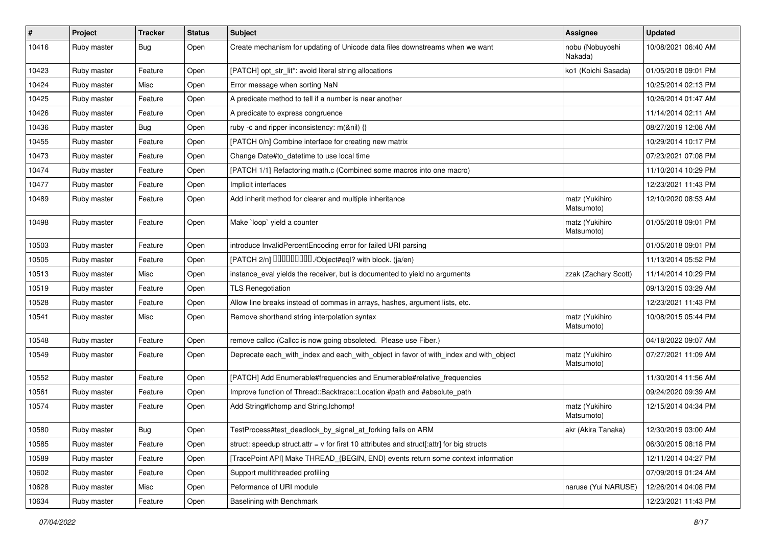| # | Project | Tracker | Status | Subject | Assignee | Updated |
|---|---|---|---|---|---|---|
| 10416 | Ruby master | Bug | Open | Create mechanism for updating of Unicode data files downstreams when we want | nobu (Nobuyoshi Nakada) | 10/08/2021 06:40 AM |
| 10423 | Ruby master | Feature | Open | [PATCH] opt_str_lit*: avoid literal string allocations | ko1 (Koichi Sasada) | 01/05/2018 09:01 PM |
| 10424 | Ruby master | Misc | Open | Error message when sorting NaN | | 10/25/2014 02:13 PM |
| 10425 | Ruby master | Feature | Open | A predicate method to tell if a number is near another | | 10/26/2014 01:47 AM |
| 10426 | Ruby master | Feature | Open | A predicate to express congruence | | 11/14/2014 02:11 AM |
| 10436 | Ruby master | Bug | Open | ruby -c and ripper inconsistency: m(&nil) {} | | 08/27/2019 12:08 AM |
| 10455 | Ruby master | Feature | Open | [PATCH 0/n] Combine interface for creating new matrix | | 10/29/2014 10:17 PM |
| 10473 | Ruby master | Feature | Open | Change Date#to_datetime to use local time | | 07/23/2021 07:08 PM |
| 10474 | Ruby master | Feature | Open | [PATCH 1/1] Refactoring math.c (Combined some macros into one macro) | | 11/10/2014 10:29 PM |
| 10477 | Ruby master | Feature | Open | Implicit interfaces | | 12/23/2021 11:43 PM |
| 10489 | Ruby master | Feature | Open | Add inherit method for clearer and multiple inheritance | matz (Yukihiro Matsumoto) | 12/10/2020 08:53 AM |
| 10498 | Ruby master | Feature | Open | Make `loop` yield a counter | matz (Yukihiro Matsumoto) | 01/05/2018 09:01 PM |
| 10503 | Ruby master | Feature | Open | introduce InvalidPercentEncoding error for failed URI parsing | | 01/05/2018 09:01 PM |
| 10505 | Ruby master | Feature | Open | [PATCH 2/n] □□□□□□□□□./Object#eql? with block. (ja/en) | | 11/13/2014 05:52 PM |
| 10513 | Ruby master | Misc | Open | instance_eval yields the receiver, but is documented to yield no arguments | zzak (Zachary Scott) | 11/14/2014 10:29 PM |
| 10519 | Ruby master | Feature | Open | TLS Renegotiation | | 09/13/2015 03:29 AM |
| 10528 | Ruby master | Feature | Open | Allow line breaks instead of commas in arrays, hashes, argument lists, etc. | | 12/23/2021 11:43 PM |
| 10541 | Ruby master | Misc | Open | Remove shorthand string interpolation syntax | matz (Yukihiro Matsumoto) | 10/08/2015 05:44 PM |
| 10548 | Ruby master | Feature | Open | remove callcc (Callcc is now going obsoleted. Please use Fiber.) | | 04/18/2022 09:07 AM |
| 10549 | Ruby master | Feature | Open | Deprecate each_with_index and each_with_object in favor of with_index and with_object | matz (Yukihiro Matsumoto) | 07/27/2021 11:09 AM |
| 10552 | Ruby master | Feature | Open | [PATCH] Add Enumerable#frequencies and Enumerable#relative_frequencies | | 11/30/2014 11:56 AM |
| 10561 | Ruby master | Feature | Open | Improve function of Thread::Backtrace::Location #path and #absolute_path | | 09/24/2020 09:39 AM |
| 10574 | Ruby master | Feature | Open | Add String#lchomp and String.lchomp! | matz (Yukihiro Matsumoto) | 12/15/2014 04:34 PM |
| 10580 | Ruby master | Bug | Open | TestProcess#test_deadlock_by_signal_at_forking fails on ARM | akr (Akira Tanaka) | 12/30/2019 03:00 AM |
| 10585 | Ruby master | Feature | Open | struct: speedup struct.attr = v for first 10 attributes and struct[:attr] for big structs | | 06/30/2015 08:18 PM |
| 10589 | Ruby master | Feature | Open | [TracePoint API] Make THREAD_{BEGIN, END} events return some context information | | 12/11/2014 04:27 PM |
| 10602 | Ruby master | Feature | Open | Support multithreaded profiling | | 07/09/2019 01:24 AM |
| 10628 | Ruby master | Misc | Open | Peformance of URI module | naruse (Yui NARUSE) | 12/26/2014 04:08 PM |
| 10634 | Ruby master | Feature | Open | Baselining with Benchmark | | 12/23/2021 11:43 PM |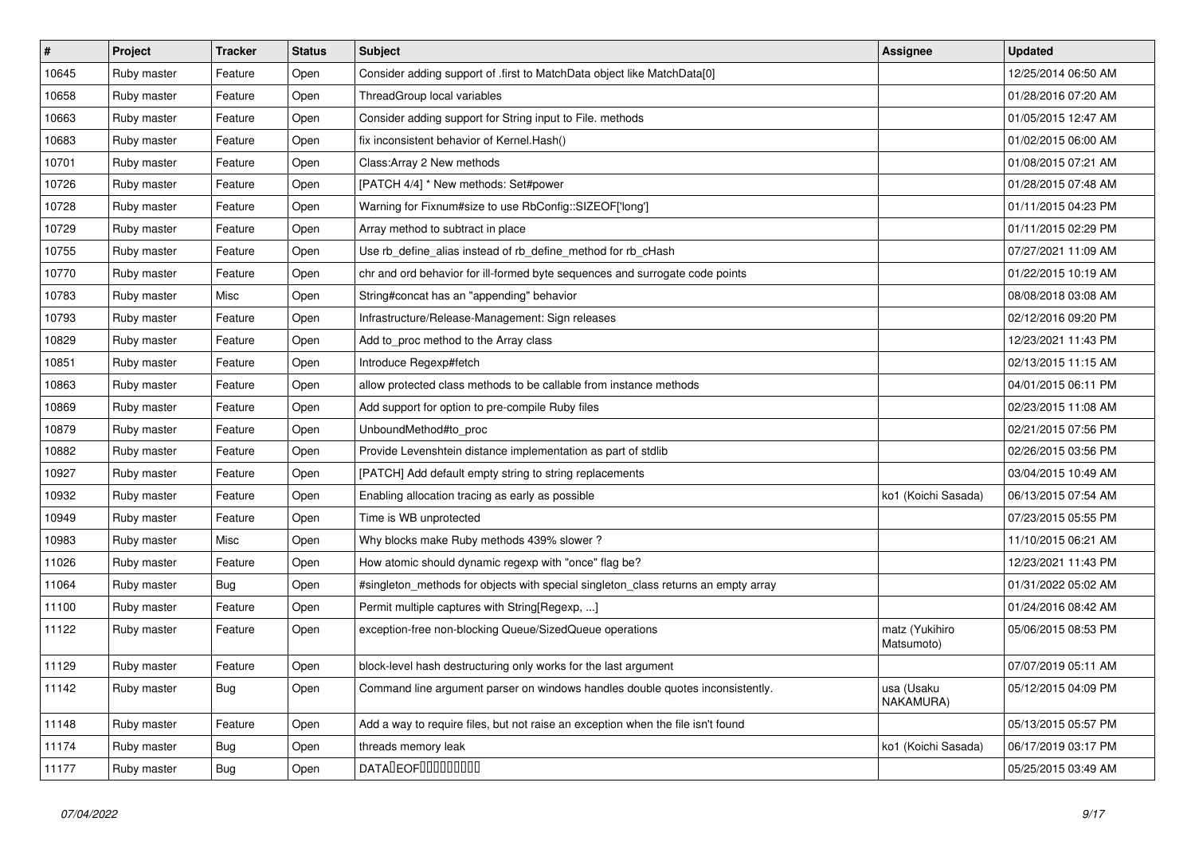| # | Project | Tracker | Status | Subject | Assignee | Updated |
|---|---|---|---|---|---|---|
| 10645 | Ruby master | Feature | Open | Consider adding support of .first to MatchData object like MatchData[0] | | 12/25/2014 06:50 AM |
| 10658 | Ruby master | Feature | Open | ThreadGroup local variables | | 01/28/2016 07:20 AM |
| 10663 | Ruby master | Feature | Open | Consider adding support for String input to File. methods | | 01/05/2015 12:47 AM |
| 10683 | Ruby master | Feature | Open | fix inconsistent behavior of Kernel.Hash() | | 01/02/2015 06:00 AM |
| 10701 | Ruby master | Feature | Open | Class:Array 2 New methods | | 01/08/2015 07:21 AM |
| 10726 | Ruby master | Feature | Open | [PATCH 4/4] * New methods: Set#power | | 01/28/2015 07:48 AM |
| 10728 | Ruby master | Feature | Open | Warning for Fixnum#size to use RbConfig::SIZEOF['long'] | | 01/11/2015 04:23 PM |
| 10729 | Ruby master | Feature | Open | Array method to subtract in place | | 01/11/2015 02:29 PM |
| 10755 | Ruby master | Feature | Open | Use rb_define_alias instead of rb_define_method for rb_cHash | | 07/27/2021 11:09 AM |
| 10770 | Ruby master | Feature | Open | chr and ord behavior for ill-formed byte sequences and surrogate code points | | 01/22/2015 10:19 AM |
| 10783 | Ruby master | Misc | Open | String#concat has an "appending" behavior | | 08/08/2018 03:08 AM |
| 10793 | Ruby master | Feature | Open | Infrastructure/Release-Management: Sign releases | | 02/12/2016 09:20 PM |
| 10829 | Ruby master | Feature | Open | Add to_proc method to the Array class | | 12/23/2021 11:43 PM |
| 10851 | Ruby master | Feature | Open | Introduce Regexp#fetch | | 02/13/2015 11:15 AM |
| 10863 | Ruby master | Feature | Open | allow protected class methods to be callable from instance methods | | 04/01/2015 06:11 PM |
| 10869 | Ruby master | Feature | Open | Add support for option to pre-compile Ruby files | | 02/23/2015 11:08 AM |
| 10879 | Ruby master | Feature | Open | UnboundMethod#to_proc | | 02/21/2015 07:56 PM |
| 10882 | Ruby master | Feature | Open | Provide Levenshtein distance implementation as part of stdlib | | 02/26/2015 03:56 PM |
| 10927 | Ruby master | Feature | Open | [PATCH] Add default empty string to string replacements | | 03/04/2015 10:49 AM |
| 10932 | Ruby master | Feature | Open | Enabling allocation tracing as early as possible | ko1 (Koichi Sasada) | 06/13/2015 07:54 AM |
| 10949 | Ruby master | Feature | Open | Time is WB unprotected | | 07/23/2015 05:55 PM |
| 10983 | Ruby master | Misc | Open | Why blocks make Ruby methods 439% slower ? | | 11/10/2015 06:21 AM |
| 11026 | Ruby master | Feature | Open | How atomic should dynamic regexp with "once" flag be? | | 12/23/2021 11:43 PM |
| 11064 | Ruby master | Bug | Open | #singleton_methods for objects with special singleton_class returns an empty array | | 01/31/2022 05:02 AM |
| 11100 | Ruby master | Feature | Open | Permit multiple captures with String[Regexp, ...] | | 01/24/2016 08:42 AM |
| 11122 | Ruby master | Feature | Open | exception-free non-blocking Queue/SizedQueue operations | matz (Yukihiro Matsumoto) | 05/06/2015 08:53 PM |
| 11129 | Ruby master | Feature | Open | block-level hash destructuring only works for the last argument | | 07/07/2019 05:11 AM |
| 11142 | Ruby master | Bug | Open | Command line argument parser on windows handles double quotes inconsistently. | usa (Usaku NAKAMURA) | 05/12/2015 04:09 PM |
| 11148 | Ruby master | Feature | Open | Add a way to require files, but not raise an exception when the file isn't found | | 05/13/2015 05:57 PM |
| 11174 | Ruby master | Bug | Open | threads memory leak | ko1 (Koichi Sasada) | 06/17/2019 03:17 PM |
| 11177 | Ruby master | Bug | Open | DATA�EOF��������� | | 05/25/2015 03:49 AM |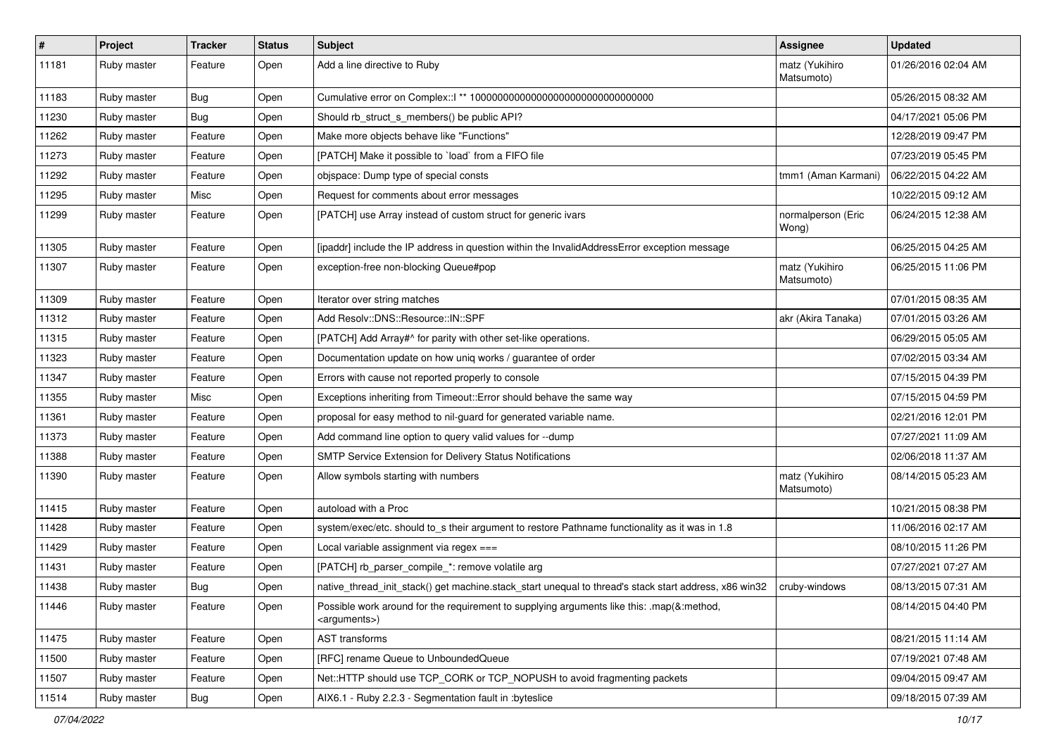| # | Project | Tracker | Status | Subject | Assignee | Updated |
|---|---|---|---|---|---|---|
| 11181 | Ruby master | Feature | Open | Add a line directive to Ruby | matz (Yukihiro Matsumoto) | 01/26/2016 02:04 AM |
| 11183 | Ruby master | Bug | Open | Cumulative error on Complex::I ** 100000000000000000000000000000000 | | 05/26/2015 08:32 AM |
| 11230 | Ruby master | Bug | Open | Should rb_struct_s_members() be public API? | | 04/17/2021 05:06 PM |
| 11262 | Ruby master | Feature | Open | Make more objects behave like "Functions" | | 12/28/2019 09:47 PM |
| 11273 | Ruby master | Feature | Open | [PATCH] Make it possible to `load` from a FIFO file | | 07/23/2019 05:45 PM |
| 11292 | Ruby master | Feature | Open | objspace: Dump type of special consts | tmm1 (Aman Karmani) | 06/22/2015 04:22 AM |
| 11295 | Ruby master | Misc | Open | Request for comments about error messages | | 10/22/2015 09:12 AM |
| 11299 | Ruby master | Feature | Open | [PATCH] use Array instead of custom struct for generic ivars | normalperson (Eric Wong) | 06/24/2015 12:38 AM |
| 11305 | Ruby master | Feature | Open | [ipaddr] include the IP address in question within the InvalidAddressError exception message | | 06/25/2015 04:25 AM |
| 11307 | Ruby master | Feature | Open | exception-free non-blocking Queue#pop | matz (Yukihiro Matsumoto) | 06/25/2015 11:06 PM |
| 11309 | Ruby master | Feature | Open | Iterator over string matches | | 07/01/2015 08:35 AM |
| 11312 | Ruby master | Feature | Open | Add Resolv::DNS::Resource::IN::SPF | akr (Akira Tanaka) | 07/01/2015 03:26 AM |
| 11315 | Ruby master | Feature | Open | [PATCH] Add Array#^ for parity with other set-like operations. | | 06/29/2015 05:05 AM |
| 11323 | Ruby master | Feature | Open | Documentation update on how uniq works / guarantee of order | | 07/02/2015 03:34 AM |
| 11347 | Ruby master | Feature | Open | Errors with cause not reported properly to console | | 07/15/2015 04:39 PM |
| 11355 | Ruby master | Misc | Open | Exceptions inheriting from Timeout::Error should behave the same way | | 07/15/2015 04:59 PM |
| 11361 | Ruby master | Feature | Open | proposal for easy method to nil-guard for generated variable name. | | 02/21/2016 12:01 PM |
| 11373 | Ruby master | Feature | Open | Add command line option to query valid values for --dump | | 07/27/2021 11:09 AM |
| 11388 | Ruby master | Feature | Open | SMTP Service Extension for Delivery Status Notifications | | 02/06/2018 11:37 AM |
| 11390 | Ruby master | Feature | Open | Allow symbols starting with numbers | matz (Yukihiro Matsumoto) | 08/14/2015 05:23 AM |
| 11415 | Ruby master | Feature | Open | autoload with a Proc | | 10/21/2015 08:38 PM |
| 11428 | Ruby master | Feature | Open | system/exec/etc. should to_s their argument to restore Pathname functionality as it was in 1.8 | | 11/06/2016 02:17 AM |
| 11429 | Ruby master | Feature | Open | Local variable assignment via regex === | | 08/10/2015 11:26 PM |
| 11431 | Ruby master | Feature | Open | [PATCH] rb_parser_compile_*: remove volatile arg | | 07/27/2021 07:27 AM |
| 11438 | Ruby master | Bug | Open | native_thread_init_stack() get machine.stack_start unequal to thread's stack start address, x86 win32 | cruby-windows | 08/13/2015 07:31 AM |
| 11446 | Ruby master | Feature | Open | Possible work around for the requirement to supplying arguments like this: .map(&:method, <arguments>) | | 08/14/2015 04:40 PM |
| 11475 | Ruby master | Feature | Open | AST transforms | | 08/21/2015 11:14 AM |
| 11500 | Ruby master | Feature | Open | [RFC] rename Queue to UnboundedQueue | | 07/19/2021 07:48 AM |
| 11507 | Ruby master | Feature | Open | Net::HTTP should use TCP_CORK or TCP_NOPUSH to avoid fragmenting packets | | 09/04/2015 09:47 AM |
| 11514 | Ruby master | Bug | Open | AIX6.1 - Ruby 2.2.3 - Segmentation fault in :byteslice | | 09/18/2015 07:39 AM |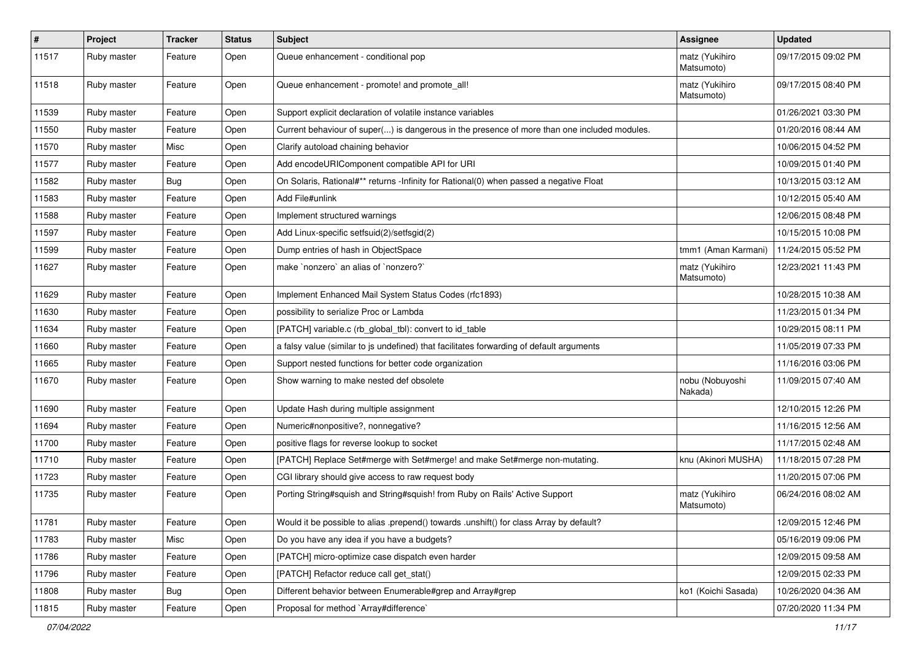| # | Project | Tracker | Status | Subject | Assignee | Updated |
| --- | --- | --- | --- | --- | --- | --- |
| 11517 | Ruby master | Feature | Open | Queue enhancement - conditional pop | matz (Yukihiro Matsumoto) | 09/17/2015 09:02 PM |
| 11518 | Ruby master | Feature | Open | Queue enhancement - promote! and promote_all! | matz (Yukihiro Matsumoto) | 09/17/2015 08:40 PM |
| 11539 | Ruby master | Feature | Open | Support explicit declaration of volatile instance variables | | 01/26/2021 03:30 PM |
| 11550 | Ruby master | Feature | Open | Current behaviour of super(...) is dangerous in the presence of more than one included modules. | | 01/20/2016 08:44 AM |
| 11570 | Ruby master | Misc | Open | Clarify autoload chaining behavior | | 10/06/2015 04:52 PM |
| 11577 | Ruby master | Feature | Open | Add encodeURIComponent compatible API for URI | | 10/09/2015 01:40 PM |
| 11582 | Ruby master | Bug | Open | On Solaris, Rational#** returns -Infinity for Rational(0) when passed a negative Float | | 10/13/2015 03:12 AM |
| 11583 | Ruby master | Feature | Open | Add File#unlink | | 10/12/2015 05:40 AM |
| 11588 | Ruby master | Feature | Open | Implement structured warnings | | 12/06/2015 08:48 PM |
| 11597 | Ruby master | Feature | Open | Add Linux-specific setfsuid(2)/setfsgid(2) | | 10/15/2015 10:08 PM |
| 11599 | Ruby master | Feature | Open | Dump entries of hash in ObjectSpace | tmm1 (Aman Karmani) | 11/24/2015 05:52 PM |
| 11627 | Ruby master | Feature | Open | make `nonzero` an alias of `nonzero?` | matz (Yukihiro Matsumoto) | 12/23/2021 11:43 PM |
| 11629 | Ruby master | Feature | Open | Implement Enhanced Mail System Status Codes (rfc1893) | | 10/28/2015 10:38 AM |
| 11630 | Ruby master | Feature | Open | possibility to serialize Proc or Lambda | | 11/23/2015 01:34 PM |
| 11634 | Ruby master | Feature | Open | [PATCH] variable.c (rb_global_tbl): convert to id_table | | 10/29/2015 08:11 PM |
| 11660 | Ruby master | Feature | Open | a falsy value (similar to js undefined) that facilitates forwarding of default arguments | | 11/05/2019 07:33 PM |
| 11665 | Ruby master | Feature | Open | Support nested functions for better code organization | | 11/16/2016 03:06 PM |
| 11670 | Ruby master | Feature | Open | Show warning to make nested def obsolete | nobu (Nobuyoshi Nakada) | 11/09/2015 07:40 AM |
| 11690 | Ruby master | Feature | Open | Update Hash during multiple assignment | | 12/10/2015 12:26 PM |
| 11694 | Ruby master | Feature | Open | Numeric#nonpositive?, nonnegative? | | 11/16/2015 12:56 AM |
| 11700 | Ruby master | Feature | Open | positive flags for reverse lookup to socket | | 11/17/2015 02:48 AM |
| 11710 | Ruby master | Feature | Open | [PATCH] Replace Set#merge with Set#merge! and make Set#merge non-mutating. | knu (Akinori MUSHA) | 11/18/2015 07:28 PM |
| 11723 | Ruby master | Feature | Open | CGI library should give access to raw request body | | 11/20/2015 07:06 PM |
| 11735 | Ruby master | Feature | Open | Porting String#squish and String#squish! from Ruby on Rails' Active Support | matz (Yukihiro Matsumoto) | 06/24/2016 08:02 AM |
| 11781 | Ruby master | Feature | Open | Would it be possible to alias .prepend() towards .unshift() for class Array by default? | | 12/09/2015 12:46 PM |
| 11783 | Ruby master | Misc | Open | Do you have any idea if you have a budgets? | | 05/16/2019 09:06 PM |
| 11786 | Ruby master | Feature | Open | [PATCH] micro-optimize case dispatch even harder | | 12/09/2015 09:58 AM |
| 11796 | Ruby master | Feature | Open | [PATCH] Refactor reduce call get_stat() | | 12/09/2015 02:33 PM |
| 11808 | Ruby master | Bug | Open | Different behavior between Enumerable#grep and Array#grep | ko1 (Koichi Sasada) | 10/26/2020 04:36 AM |
| 11815 | Ruby master | Feature | Open | Proposal for method `Array#difference` | | 07/20/2020 11:34 PM |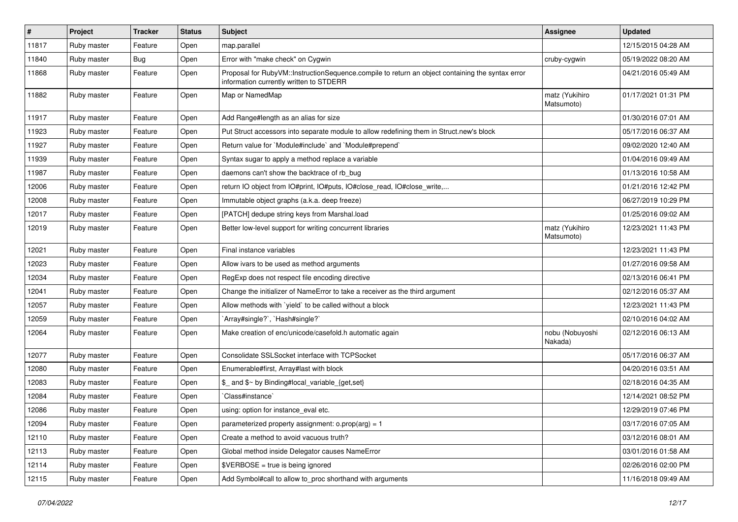| # | Project | Tracker | Status | Subject | Assignee | Updated |
|---|---|---|---|---|---|---|
| 11817 | Ruby master | Feature | Open | map.parallel | | 12/15/2015 04:28 AM |
| 11840 | Ruby master | Bug | Open | Error with "make check" on Cygwin | cruby-cygwin | 05/19/2022 08:20 AM |
| 11868 | Ruby master | Feature | Open | Proposal for RubyVM::InstructionSequence.compile to return an object containing the syntax error information currently written to STDERR | | 04/21/2016 05:49 AM |
| 11882 | Ruby master | Feature | Open | Map or NamedMap | matz (Yukihiro Matsumoto) | 01/17/2021 01:31 PM |
| 11917 | Ruby master | Feature | Open | Add Range#length as an alias for size | | 01/30/2016 07:01 AM |
| 11923 | Ruby master | Feature | Open | Put Struct accessors into separate module to allow redefining them in Struct.new's block | | 05/17/2016 06:37 AM |
| 11927 | Ruby master | Feature | Open | Return value for `Module#include` and `Module#prepend` | | 09/02/2020 12:40 AM |
| 11939 | Ruby master | Feature | Open | Syntax sugar to apply a method replace a variable | | 01/04/2016 09:49 AM |
| 11987 | Ruby master | Feature | Open | daemons can't show the backtrace of rb_bug | | 01/13/2016 10:58 AM |
| 12006 | Ruby master | Feature | Open | return IO object from IO#print, IO#puts, IO#close_read, IO#close_write,... | | 01/21/2016 12:42 PM |
| 12008 | Ruby master | Feature | Open | Immutable object graphs (a.k.a. deep freeze) | | 06/27/2019 10:29 PM |
| 12017 | Ruby master | Feature | Open | [PATCH] dedupe string keys from Marshal.load | | 01/25/2016 09:02 AM |
| 12019 | Ruby master | Feature | Open | Better low-level support for writing concurrent libraries | matz (Yukihiro Matsumoto) | 12/23/2021 11:43 PM |
| 12021 | Ruby master | Feature | Open | Final instance variables | | 12/23/2021 11:43 PM |
| 12023 | Ruby master | Feature | Open | Allow ivars to be used as method arguments | | 01/27/2016 09:58 AM |
| 12034 | Ruby master | Feature | Open | RegExp does not respect file encoding directive | | 02/13/2016 06:41 PM |
| 12041 | Ruby master | Feature | Open | Change the initializer of NameError to take a receiver as the third argument | | 02/12/2016 05:37 AM |
| 12057 | Ruby master | Feature | Open | Allow methods with `yield` to be called without a block | | 12/23/2021 11:43 PM |
| 12059 | Ruby master | Feature | Open | `Array#single?`, `Hash#single?` | | 02/10/2016 04:02 AM |
| 12064 | Ruby master | Feature | Open | Make creation of enc/unicode/casefold.h automatic again | nobu (Nobuyoshi Nakada) | 02/12/2016 06:13 AM |
| 12077 | Ruby master | Feature | Open | Consolidate SSLSocket interface with TCPSocket | | 05/17/2016 06:37 AM |
| 12080 | Ruby master | Feature | Open | Enumerable#first, Array#last with block | | 04/20/2016 03:51 AM |
| 12083 | Ruby master | Feature | Open | $_ and $~ by Binding#local_variable_{get,set} | | 02/18/2016 04:35 AM |
| 12084 | Ruby master | Feature | Open | `Class#instance` | | 12/14/2021 08:52 PM |
| 12086 | Ruby master | Feature | Open | using: option for instance_eval etc. | | 12/29/2019 07:46 PM |
| 12094 | Ruby master | Feature | Open | parameterized property assignment: o.prop(arg) = 1 | | 03/17/2016 07:05 AM |
| 12110 | Ruby master | Feature | Open | Create a method to avoid vacuous truth? | | 03/12/2016 08:01 AM |
| 12113 | Ruby master | Feature | Open | Global method inside Delegator causes NameError | | 03/01/2016 01:58 AM |
| 12114 | Ruby master | Feature | Open | $VERBOSE = true is being ignored | | 02/26/2016 02:00 PM |
| 12115 | Ruby master | Feature | Open | Add Symbol#call to allow to_proc shorthand with arguments | | 11/16/2018 09:49 AM |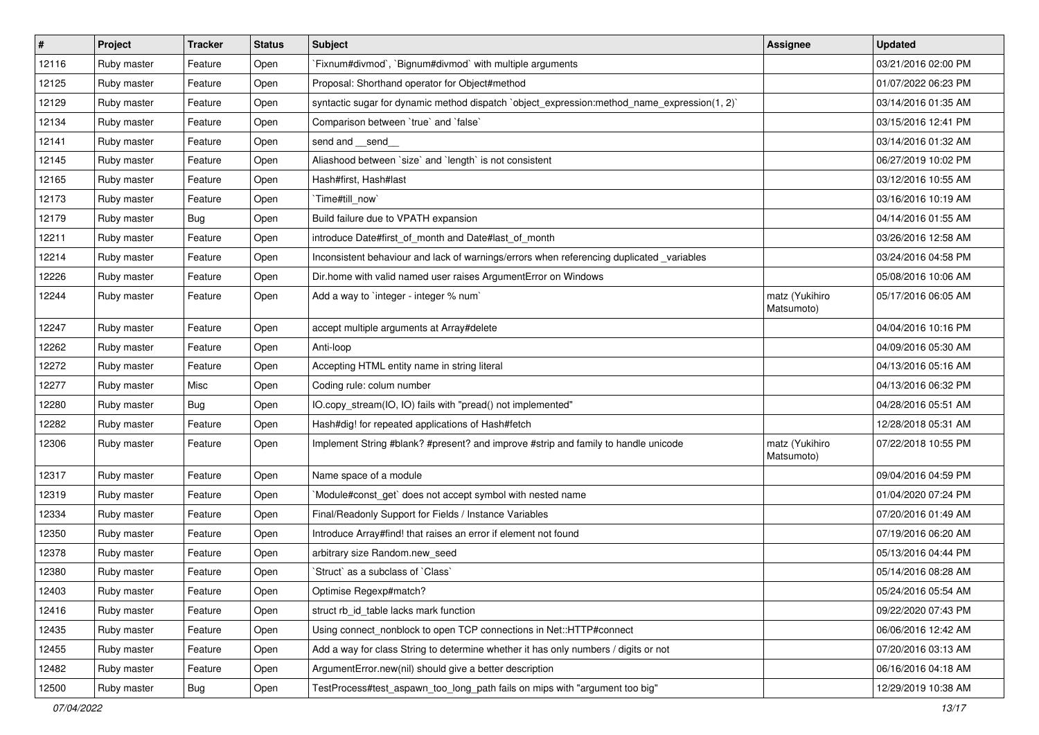| # | Project | Tracker | Status | Subject | Assignee | Updated |
|---|---|---|---|---|---|---|
| 12116 | Ruby master | Feature | Open | `Fixnum#divmod`, `Bignum#divmod` with multiple arguments | | 03/21/2016 02:00 PM |
| 12125 | Ruby master | Feature | Open | Proposal: Shorthand operator for Object#method | | 01/07/2022 06:23 PM |
| 12129 | Ruby master | Feature | Open | syntactic sugar for dynamic method dispatch `object_expression:method_name_expression(1, 2)` | | 03/14/2016 01:35 AM |
| 12134 | Ruby master | Feature | Open | Comparison between `true` and `false` | | 03/15/2016 12:41 PM |
| 12141 | Ruby master | Feature | Open | send and __send__ | | 03/14/2016 01:32 AM |
| 12145 | Ruby master | Feature | Open | Aliashood between `size` and `length` is not consistent | | 06/27/2019 10:02 PM |
| 12165 | Ruby master | Feature | Open | Hash#first, Hash#last | | 03/12/2016 10:55 AM |
| 12173 | Ruby master | Feature | Open | `Time#till_now` | | 03/16/2016 10:19 AM |
| 12179 | Ruby master | Bug | Open | Build failure due to VPATH expansion | | 04/14/2016 01:55 AM |
| 12211 | Ruby master | Feature | Open | introduce Date#first_of_month and Date#last_of_month | | 03/26/2016 12:58 AM |
| 12214 | Ruby master | Feature | Open | Inconsistent behaviour and lack of warnings/errors when referencing duplicated _variables | | 03/24/2016 04:58 PM |
| 12226 | Ruby master | Feature | Open | Dir.home with valid named user raises ArgumentError on Windows | | 05/08/2016 10:06 AM |
| 12244 | Ruby master | Feature | Open | Add a way to `integer - integer % num` | matz (Yukihiro Matsumoto) | 05/17/2016 06:05 AM |
| 12247 | Ruby master | Feature | Open | accept multiple arguments at Array#delete | | 04/04/2016 10:16 PM |
| 12262 | Ruby master | Feature | Open | Anti-loop | | 04/09/2016 05:30 AM |
| 12272 | Ruby master | Feature | Open | Accepting HTML entity name in string literal | | 04/13/2016 05:16 AM |
| 12277 | Ruby master | Misc | Open | Coding rule: colum number | | 04/13/2016 06:32 PM |
| 12280 | Ruby master | Bug | Open | IO.copy_stream(IO, IO) fails with "pread() not implemented" | | 04/28/2016 05:51 AM |
| 12282 | Ruby master | Feature | Open | Hash#dig! for repeated applications of Hash#fetch | | 12/28/2018 05:31 AM |
| 12306 | Ruby master | Feature | Open | Implement String #blank? #present? and improve #strip and family to handle unicode | matz (Yukihiro Matsumoto) | 07/22/2018 10:55 PM |
| 12317 | Ruby master | Feature | Open | Name space of a module | | 09/04/2016 04:59 PM |
| 12319 | Ruby master | Feature | Open | `Module#const_get` does not accept symbol with nested name | | 01/04/2020 07:24 PM |
| 12334 | Ruby master | Feature | Open | Final/Readonly Support for Fields / Instance Variables | | 07/20/2016 01:49 AM |
| 12350 | Ruby master | Feature | Open | Introduce Array#find! that raises an error if element not found | | 07/19/2016 06:20 AM |
| 12378 | Ruby master | Feature | Open | arbitrary size Random.new_seed | | 05/13/2016 04:44 PM |
| 12380 | Ruby master | Feature | Open | `Struct` as a subclass of `Class` | | 05/14/2016 08:28 AM |
| 12403 | Ruby master | Feature | Open | Optimise Regexp#match? | | 05/24/2016 05:54 AM |
| 12416 | Ruby master | Feature | Open | struct rb_id_table lacks mark function | | 09/22/2020 07:43 PM |
| 12435 | Ruby master | Feature | Open | Using connect_nonblock to open TCP connections in Net::HTTP#connect | | 06/06/2016 12:42 AM |
| 12455 | Ruby master | Feature | Open | Add a way for class String to determine whether it has only numbers / digits or not | | 07/20/2016 03:13 AM |
| 12482 | Ruby master | Feature | Open | ArgumentError.new(nil) should give a better description | | 06/16/2016 04:18 AM |
| 12500 | Ruby master | Bug | Open | TestProcess#test_aspawn_too_long_path fails on mips with "argument too big" | | 12/29/2019 10:38 AM |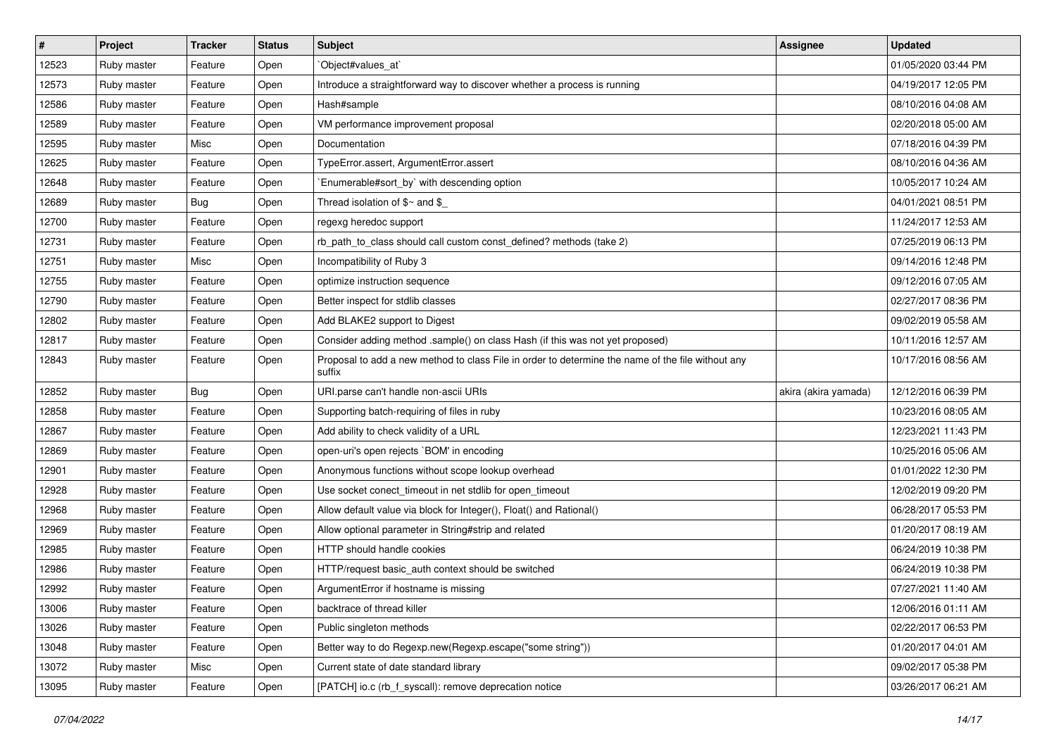| # | Project | Tracker | Status | Subject | Assignee | Updated |
|---|---|---|---|---|---|---|
| 12523 | Ruby master | Feature | Open | `Object#values_at` | | 01/05/2020 03:44 PM |
| 12573 | Ruby master | Feature | Open | Introduce a straightforward way to discover whether a process is running | | 04/19/2017 12:05 PM |
| 12586 | Ruby master | Feature | Open | Hash#sample | | 08/10/2016 04:08 AM |
| 12589 | Ruby master | Feature | Open | VM performance improvement proposal | | 02/20/2018 05:00 AM |
| 12595 | Ruby master | Misc | Open | Documentation | | 07/18/2016 04:39 PM |
| 12625 | Ruby master | Feature | Open | TypeError.assert, ArgumentError.assert | | 08/10/2016 04:36 AM |
| 12648 | Ruby master | Feature | Open | `Enumerable#sort_by` with descending option | | 10/05/2017 10:24 AM |
| 12689 | Ruby master | Bug | Open | Thread isolation of $~ and $_ | | 04/01/2021 08:51 PM |
| 12700 | Ruby master | Feature | Open | regexg heredoc support | | 11/24/2017 12:53 AM |
| 12731 | Ruby master | Feature | Open | rb_path_to_class should call custom const_defined? methods (take 2) | | 07/25/2019 06:13 PM |
| 12751 | Ruby master | Misc | Open | Incompatibility of Ruby 3 | | 09/14/2016 12:48 PM |
| 12755 | Ruby master | Feature | Open | optimize instruction sequence | | 09/12/2016 07:05 AM |
| 12790 | Ruby master | Feature | Open | Better inspect for stdlib classes | | 02/27/2017 08:36 PM |
| 12802 | Ruby master | Feature | Open | Add BLAKE2 support to Digest | | 09/02/2019 05:58 AM |
| 12817 | Ruby master | Feature | Open | Consider adding method .sample() on class Hash (if this was not yet proposed) | | 10/11/2016 12:57 AM |
| 12843 | Ruby master | Feature | Open | Proposal to add a new method to class File in order to determine the name of the file without any suffix | | 10/17/2016 08:56 AM |
| 12852 | Ruby master | Bug | Open | URI.parse can't handle non-ascii URIs | akira (akira yamada) | 12/12/2016 06:39 PM |
| 12858 | Ruby master | Feature | Open | Supporting batch-requiring of files in ruby | | 10/23/2016 08:05 AM |
| 12867 | Ruby master | Feature | Open | Add ability to check validity of a URL | | 12/23/2021 11:43 PM |
| 12869 | Ruby master | Feature | Open | open-uri's open rejects `BOM' in encoding | | 10/25/2016 05:06 AM |
| 12901 | Ruby master | Feature | Open | Anonymous functions without scope lookup overhead | | 01/01/2022 12:30 PM |
| 12928 | Ruby master | Feature | Open | Use socket conect_timeout in net stdlib for open_timeout | | 12/02/2019 09:20 PM |
| 12968 | Ruby master | Feature | Open | Allow default value via block for Integer(), Float() and Rational() | | 06/28/2017 05:53 PM |
| 12969 | Ruby master | Feature | Open | Allow optional parameter in String#strip and related | | 01/20/2017 08:19 AM |
| 12985 | Ruby master | Feature | Open | HTTP should handle cookies | | 06/24/2019 10:38 PM |
| 12986 | Ruby master | Feature | Open | HTTP/request basic_auth context should be switched | | 06/24/2019 10:38 PM |
| 12992 | Ruby master | Feature | Open | ArgumentError if hostname is missing | | 07/27/2021 11:40 AM |
| 13006 | Ruby master | Feature | Open | backtrace of thread killer | | 12/06/2016 01:11 AM |
| 13026 | Ruby master | Feature | Open | Public singleton methods | | 02/22/2017 06:53 PM |
| 13048 | Ruby master | Feature | Open | Better way to do Regexp.new(Regexp.escape("some string")) | | 01/20/2017 04:01 AM |
| 13072 | Ruby master | Misc | Open | Current state of date standard library | | 09/02/2017 05:38 PM |
| 13095 | Ruby master | Feature | Open | [PATCH] io.c (rb_f_syscall): remove deprecation notice | | 03/26/2017 06:21 AM |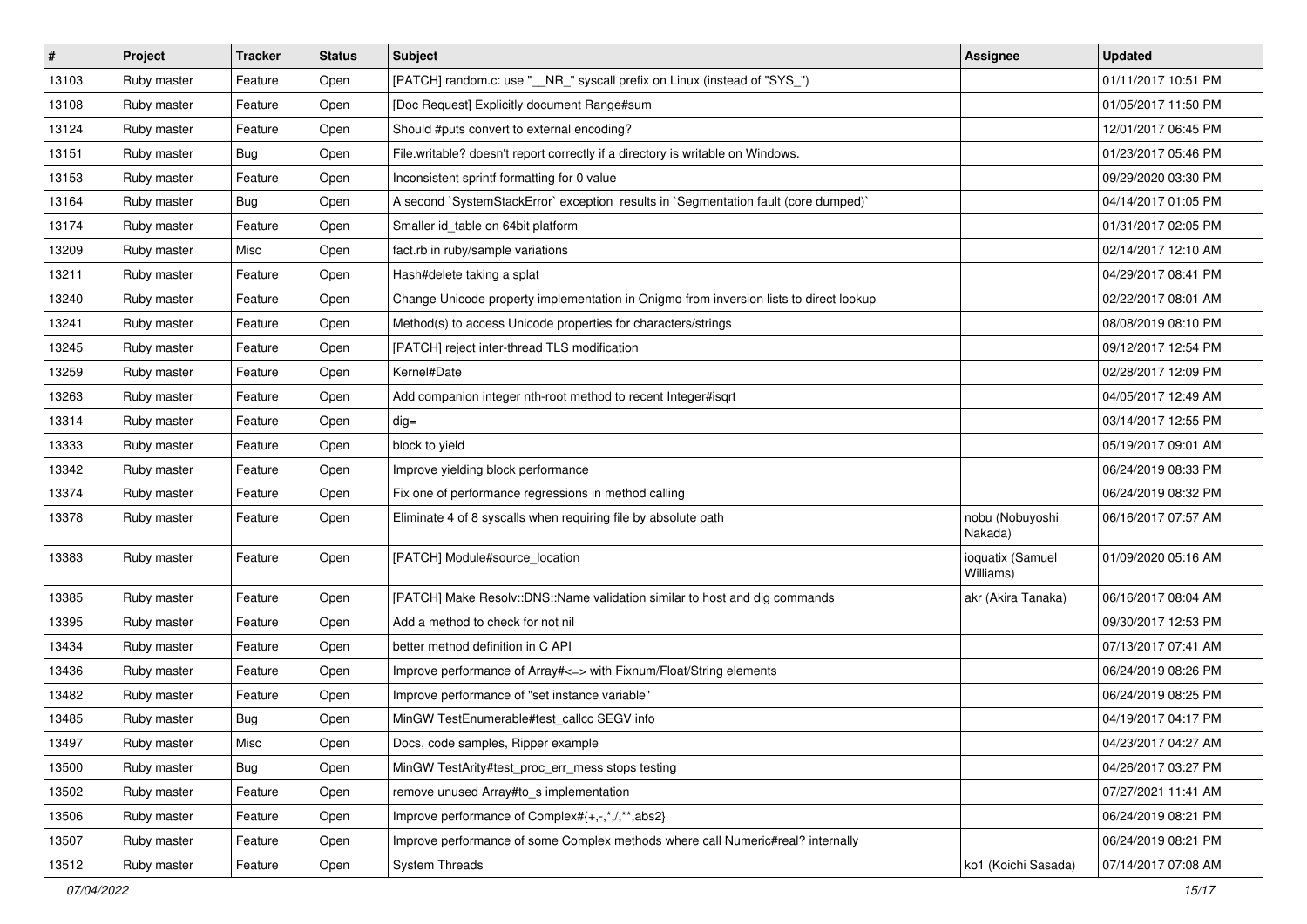| # | Project | Tracker | Status | Subject | Assignee | Updated |
|---|---|---|---|---|---|---|
| 13103 | Ruby master | Feature | Open | [PATCH] random.c: use "__NR_" syscall prefix on Linux (instead of "SYS_") | | 01/11/2017 10:51 PM |
| 13108 | Ruby master | Feature | Open | [Doc Request] Explicitly document Range#sum | | 01/05/2017 11:50 PM |
| 13124 | Ruby master | Feature | Open | Should #puts convert to external encoding? | | 12/01/2017 06:45 PM |
| 13151 | Ruby master | Bug | Open | File.writable? doesn't report correctly if a directory is writable on Windows. | | 01/23/2017 05:46 PM |
| 13153 | Ruby master | Feature | Open | Inconsistent sprintf formatting for 0 value | | 09/29/2020 03:30 PM |
| 13164 | Ruby master | Bug | Open | A second `SystemStackError` exception results in `Segmentation fault (core dumped)` | | 04/14/2017 01:05 PM |
| 13174 | Ruby master | Feature | Open | Smaller id_table on 64bit platform | | 01/31/2017 02:05 PM |
| 13209 | Ruby master | Misc | Open | fact.rb in ruby/sample variations | | 02/14/2017 12:10 AM |
| 13211 | Ruby master | Feature | Open | Hash#delete taking a splat | | 04/29/2017 08:41 PM |
| 13240 | Ruby master | Feature | Open | Change Unicode property implementation in Onigmo from inversion lists to direct lookup | | 02/22/2017 08:01 AM |
| 13241 | Ruby master | Feature | Open | Method(s) to access Unicode properties for characters/strings | | 08/08/2019 08:10 PM |
| 13245 | Ruby master | Feature | Open | [PATCH] reject inter-thread TLS modification | | 09/12/2017 12:54 PM |
| 13259 | Ruby master | Feature | Open | Kernel#Date | | 02/28/2017 12:09 PM |
| 13263 | Ruby master | Feature | Open | Add companion integer nth-root method to recent Integer#isqrt | | 04/05/2017 12:49 AM |
| 13314 | Ruby master | Feature | Open | dig= | | 03/14/2017 12:55 PM |
| 13333 | Ruby master | Feature | Open | block to yield | | 05/19/2017 09:01 AM |
| 13342 | Ruby master | Feature | Open | Improve yielding block performance | | 06/24/2019 08:33 PM |
| 13374 | Ruby master | Feature | Open | Fix one of performance regressions in method calling | | 06/24/2019 08:32 PM |
| 13378 | Ruby master | Feature | Open | Eliminate 4 of 8 syscalls when requiring file by absolute path | nobu (Nobuyoshi Nakada) | 06/16/2017 07:57 AM |
| 13383 | Ruby master | Feature | Open | [PATCH] Module#source_location | ioquatix (Samuel Williams) | 01/09/2020 05:16 AM |
| 13385 | Ruby master | Feature | Open | [PATCH] Make Resolv::DNS::Name validation similar to host and dig commands | akr (Akira Tanaka) | 06/16/2017 08:04 AM |
| 13395 | Ruby master | Feature | Open | Add a method to check for not nil | | 09/30/2017 12:53 PM |
| 13434 | Ruby master | Feature | Open | better method definition in C API | | 07/13/2017 07:41 AM |
| 13436 | Ruby master | Feature | Open | Improve performance of Array#<=> with Fixnum/Float/String elements | | 06/24/2019 08:26 PM |
| 13482 | Ruby master | Feature | Open | Improve performance of "set instance variable" | | 06/24/2019 08:25 PM |
| 13485 | Ruby master | Bug | Open | MinGW TestEnumerable#test_callcc SEGV info | | 04/19/2017 04:17 PM |
| 13497 | Ruby master | Misc | Open | Docs, code samples, Ripper example | | 04/23/2017 04:27 AM |
| 13500 | Ruby master | Bug | Open | MinGW TestArity#test_proc_err_mess stops testing | | 04/26/2017 03:27 PM |
| 13502 | Ruby master | Feature | Open | remove unused Array#to_s implementation | | 07/27/2021 11:41 AM |
| 13506 | Ruby master | Feature | Open | Improve performance of Complex#{+,-,*,/,**,abs2} | | 06/24/2019 08:21 PM |
| 13507 | Ruby master | Feature | Open | Improve performance of some Complex methods where call Numeric#real? internally | | 06/24/2019 08:21 PM |
| 13512 | Ruby master | Feature | Open | System Threads | ko1 (Koichi Sasada) | 07/14/2017 07:08 AM |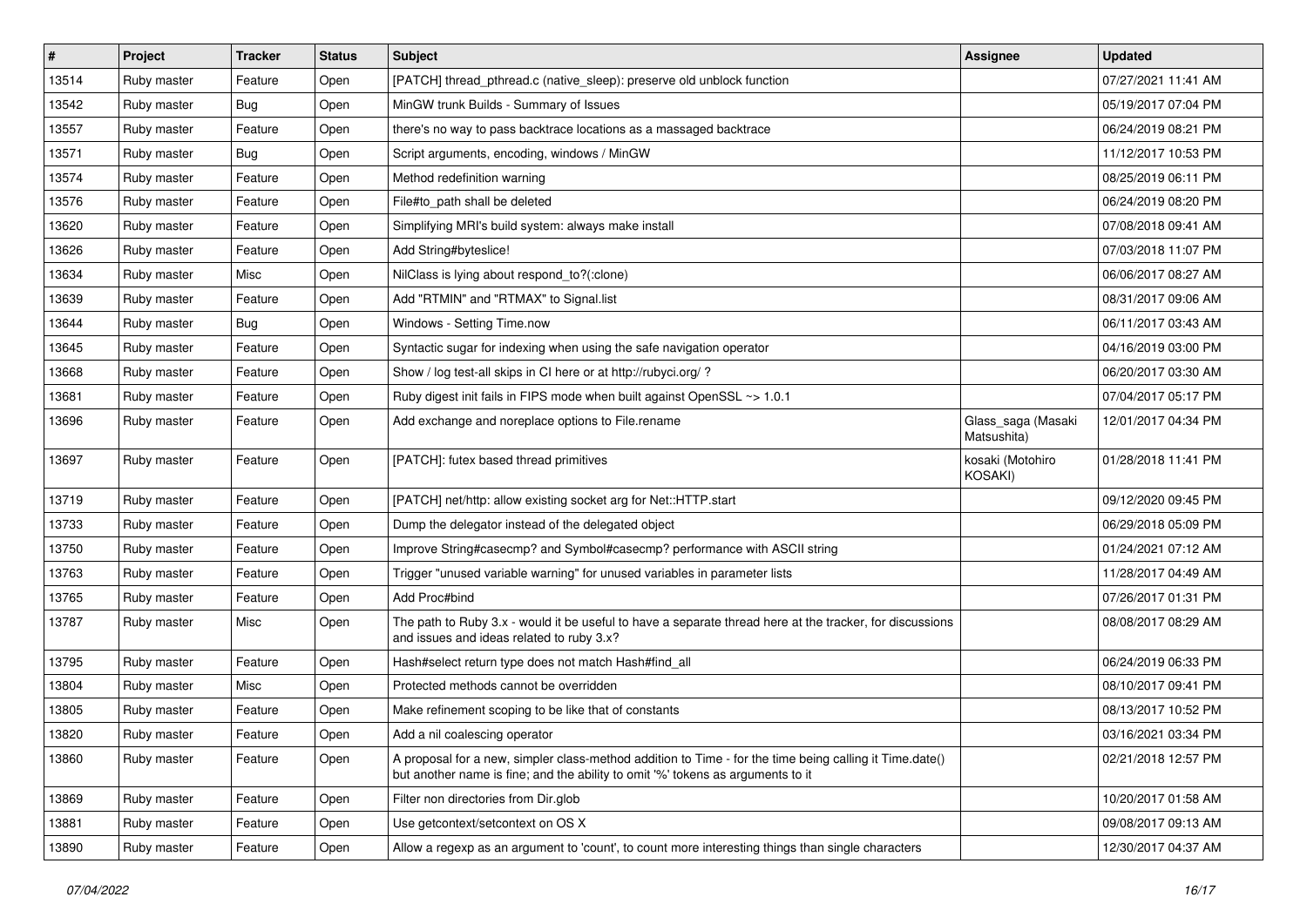| # | Project | Tracker | Status | Subject | Assignee | Updated |
|---|---|---|---|---|---|---|
| 13514 | Ruby master | Feature | Open | [PATCH] thread_pthread.c (native_sleep): preserve old unblock function | | 07/27/2021 11:41 AM |
| 13542 | Ruby master | Bug | Open | MinGW trunk Builds - Summary of Issues | | 05/19/2017 07:04 PM |
| 13557 | Ruby master | Feature | Open | there's no way to pass backtrace locations as a massaged backtrace | | 06/24/2019 08:21 PM |
| 13571 | Ruby master | Bug | Open | Script arguments, encoding, windows / MinGW | | 11/12/2017 10:53 PM |
| 13574 | Ruby master | Feature | Open | Method redefinition warning | | 08/25/2019 06:11 PM |
| 13576 | Ruby master | Feature | Open | File#to_path shall be deleted | | 06/24/2019 08:20 PM |
| 13620 | Ruby master | Feature | Open | Simplifying MRI's build system: always make install | | 07/08/2018 09:41 AM |
| 13626 | Ruby master | Feature | Open | Add String#byteslice! | | 07/03/2018 11:07 PM |
| 13634 | Ruby master | Misc | Open | NilClass is lying about respond_to?(:clone) | | 06/06/2017 08:27 AM |
| 13639 | Ruby master | Feature | Open | Add "RTMIN" and "RTMAX" to Signal.list | | 08/31/2017 09:06 AM |
| 13644 | Ruby master | Bug | Open | Windows - Setting Time.now | | 06/11/2017 03:43 AM |
| 13645 | Ruby master | Feature | Open | Syntactic sugar for indexing when using the safe navigation operator | | 04/16/2019 03:00 PM |
| 13668 | Ruby master | Feature | Open | Show / log test-all skips in CI here or at http://rubyci.org/ ? | | 06/20/2017 03:30 AM |
| 13681 | Ruby master | Feature | Open | Ruby digest init fails in FIPS mode when built against OpenSSL ~> 1.0.1 | | 07/04/2017 05:17 PM |
| 13696 | Ruby master | Feature | Open | Add exchange and noreplace options to File.rename | Glass_saga (Masaki Matsushita) | 12/01/2017 04:34 PM |
| 13697 | Ruby master | Feature | Open | [PATCH]: futex based thread primitives | kosaki (Motohiro KOSAKI) | 01/28/2018 11:41 PM |
| 13719 | Ruby master | Feature | Open | [PATCH] net/http: allow existing socket arg for Net::HTTP.start | | 09/12/2020 09:45 PM |
| 13733 | Ruby master | Feature | Open | Dump the delegator instead of the delegated object | | 06/29/2018 05:09 PM |
| 13750 | Ruby master | Feature | Open | Improve String#casecmp? and Symbol#casecmp? performance with ASCII string | | 01/24/2021 07:12 AM |
| 13763 | Ruby master | Feature | Open | Trigger "unused variable warning" for unused variables in parameter lists | | 11/28/2017 04:49 AM |
| 13765 | Ruby master | Feature | Open | Add Proc#bind | | 07/26/2017 01:31 PM |
| 13787 | Ruby master | Misc | Open | The path to Ruby 3.x - would it be useful to have a separate thread here at the tracker, for discussions and issues and ideas related to ruby 3.x? | | 08/08/2017 08:29 AM |
| 13795 | Ruby master | Feature | Open | Hash#select return type does not match Hash#find_all | | 06/24/2019 06:33 PM |
| 13804 | Ruby master | Misc | Open | Protected methods cannot be overridden | | 08/10/2017 09:41 PM |
| 13805 | Ruby master | Feature | Open | Make refinement scoping to be like that of constants | | 08/13/2017 10:52 PM |
| 13820 | Ruby master | Feature | Open | Add a nil coalescing operator | | 03/16/2021 03:34 PM |
| 13860 | Ruby master | Feature | Open | A proposal for a new, simpler class-method addition to Time - for the time being calling it Time.date() but another name is fine; and the ability to omit '%' tokens as arguments to it | | 02/21/2018 12:57 PM |
| 13869 | Ruby master | Feature | Open | Filter non directories from Dir.glob | | 10/20/2017 01:58 AM |
| 13881 | Ruby master | Feature | Open | Use getcontext/setcontext on OS X | | 09/08/2017 09:13 AM |
| 13890 | Ruby master | Feature | Open | Allow a regexp as an argument to 'count', to count more interesting things than single characters | | 12/30/2017 04:37 AM |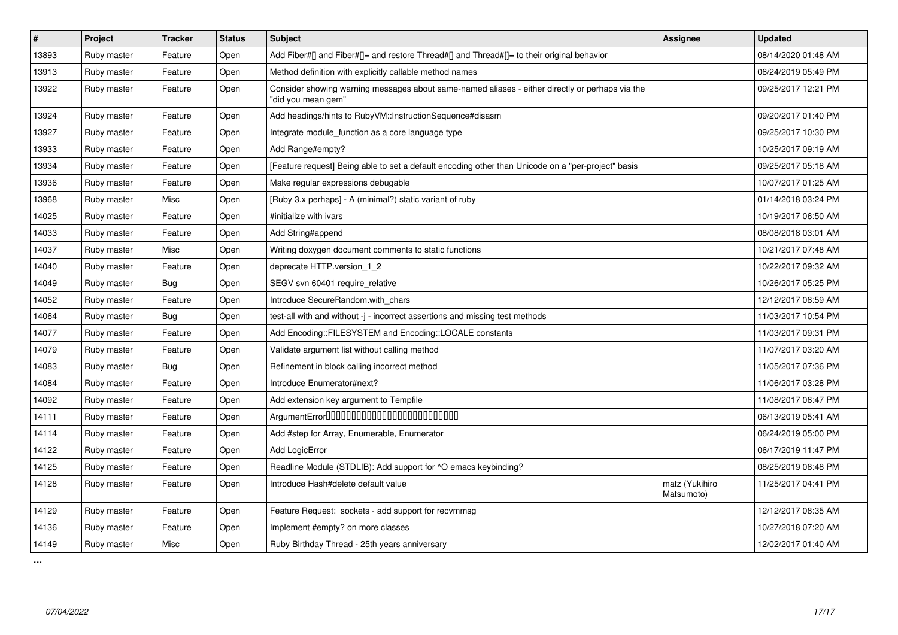| # | Project | Tracker | Status | Subject | Assignee | Updated |
|---|---|---|---|---|---|---|
| 13893 | Ruby master | Feature | Open | Add Fiber#[] and Fiber#[]= and restore Thread#[] and Thread#[]= to their original behavior | | 08/14/2020 01:48 AM |
| 13913 | Ruby master | Feature | Open | Method definition with explicitly callable method names | | 06/24/2019 05:49 PM |
| 13922 | Ruby master | Feature | Open | Consider showing warning messages about same-named aliases - either directly or perhaps via the "did you mean gem" | | 09/25/2017 12:21 PM |
| 13924 | Ruby master | Feature | Open | Add headings/hints to RubyVM::InstructionSequence#disasm | | 09/20/2017 01:40 PM |
| 13927 | Ruby master | Feature | Open | Integrate module_function as a core language type | | 09/25/2017 10:30 PM |
| 13933 | Ruby master | Feature | Open | Add Range#empty? | | 10/25/2017 09:19 AM |
| 13934 | Ruby master | Feature | Open | [Feature request] Being able to set a default encoding other than Unicode on a "per-project" basis | | 09/25/2017 05:18 AM |
| 13936 | Ruby master | Feature | Open | Make regular expressions debugable | | 10/07/2017 01:25 AM |
| 13968 | Ruby master | Misc | Open | [Ruby 3.x perhaps] - A (minimal?) static variant of ruby | | 01/14/2018 03:24 PM |
| 14025 | Ruby master | Feature | Open | #initialize with ivars | | 10/19/2017 06:50 AM |
| 14033 | Ruby master | Feature | Open | Add String#append | | 08/08/2018 03:01 AM |
| 14037 | Ruby master | Misc | Open | Writing doxygen document comments to static functions | | 10/21/2017 07:48 AM |
| 14040 | Ruby master | Feature | Open | deprecate HTTP.version_1_2 | | 10/22/2017 09:32 AM |
| 14049 | Ruby master | Bug | Open | SEGV svn 60401 require_relative | | 10/26/2017 05:25 PM |
| 14052 | Ruby master | Feature | Open | Introduce SecureRandom.with_chars | | 12/12/2017 08:59 AM |
| 14064 | Ruby master | Bug | Open | test-all with and without -j - incorrect assertions and missing test methods | | 11/03/2017 10:54 PM |
| 14077 | Ruby master | Feature | Open | Add Encoding::FILESYSTEM and Encoding::LOCALE constants | | 11/03/2017 09:31 PM |
| 14079 | Ruby master | Feature | Open | Validate argument list without calling method | | 11/07/2017 03:20 AM |
| 14083 | Ruby master | Bug | Open | Refinement in block calling incorrect method | | 11/05/2017 07:36 PM |
| 14084 | Ruby master | Feature | Open | Introduce Enumerator#next? | | 11/06/2017 03:28 PM |
| 14092 | Ruby master | Feature | Open | Add extension key argument to Tempfile | | 11/08/2017 06:47 PM |
| 14111 | Ruby master | Feature | Open | ArgumentError□□□□□□□□□□□□□□□□□□□□□□□□□□□□ | | 06/13/2019 05:41 AM |
| 14114 | Ruby master | Feature | Open | Add #step for Array, Enumerable, Enumerator | | 06/24/2019 05:00 PM |
| 14122 | Ruby master | Feature | Open | Add LogicError | | 06/17/2019 11:47 PM |
| 14125 | Ruby master | Feature | Open | Readline Module (STDLIB): Add support for ^O emacs keybinding? | | 08/25/2019 08:48 PM |
| 14128 | Ruby master | Feature | Open | Introduce Hash#delete default value | matz (Yukihiro Matsumoto) | 11/25/2017 04:41 PM |
| 14129 | Ruby master | Feature | Open | Feature Request: sockets - add support for recvmmsg | | 12/12/2017 08:35 AM |
| 14136 | Ruby master | Feature | Open | Implement #empty? on more classes | | 10/27/2018 07:20 AM |
| 14149 | Ruby master | Misc | Open | Ruby Birthday Thread - 25th years anniversary | | 12/02/2017 01:40 AM |

...